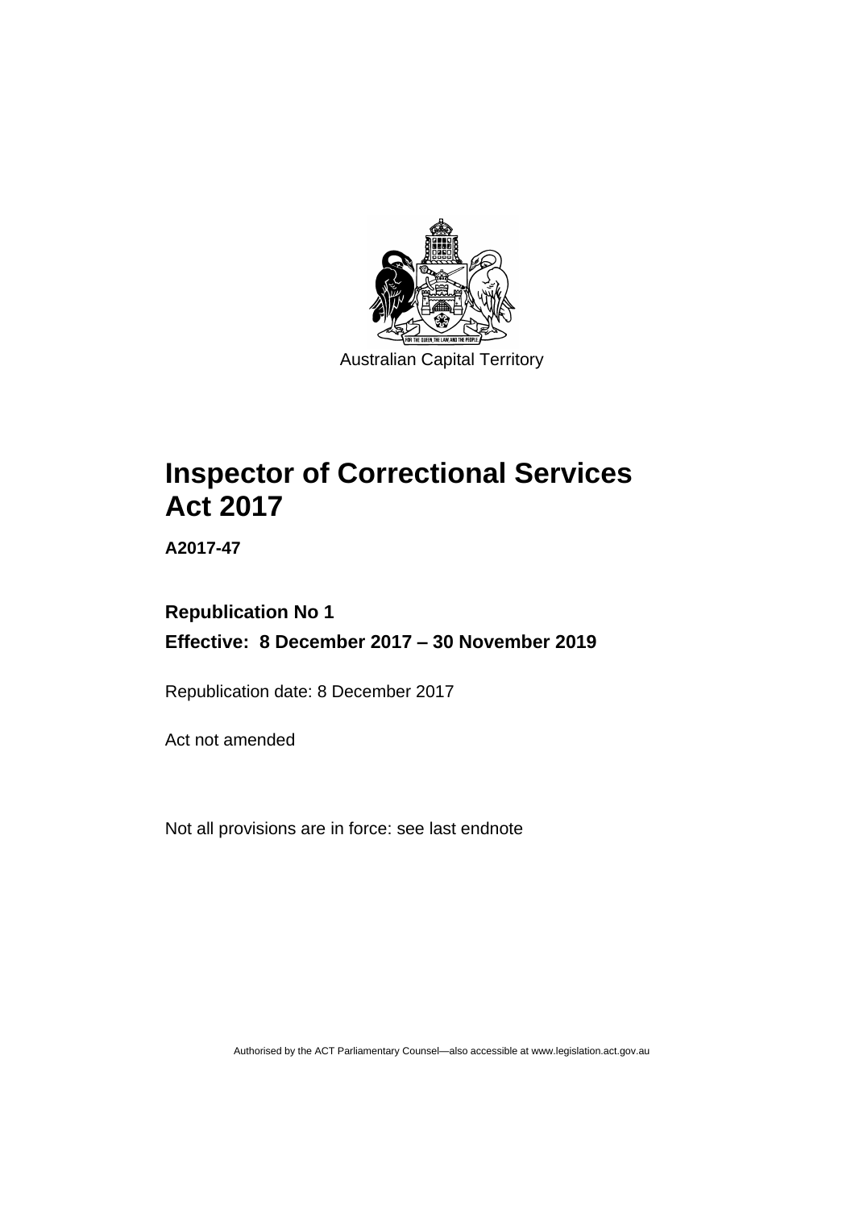Australian Capital Territory

# Inspector of Correctional Services Act 2017

**A2017-47**

**Republication No 1**

**Effective: 8 December 2017 – 30 November 2019**

Republication date: 8 December 2017

Act not amended

Not all provisions are in force: see last endnote

Authorised by the ACT Parliamentary Counsel—also accessible at www.legislation.act.gov.au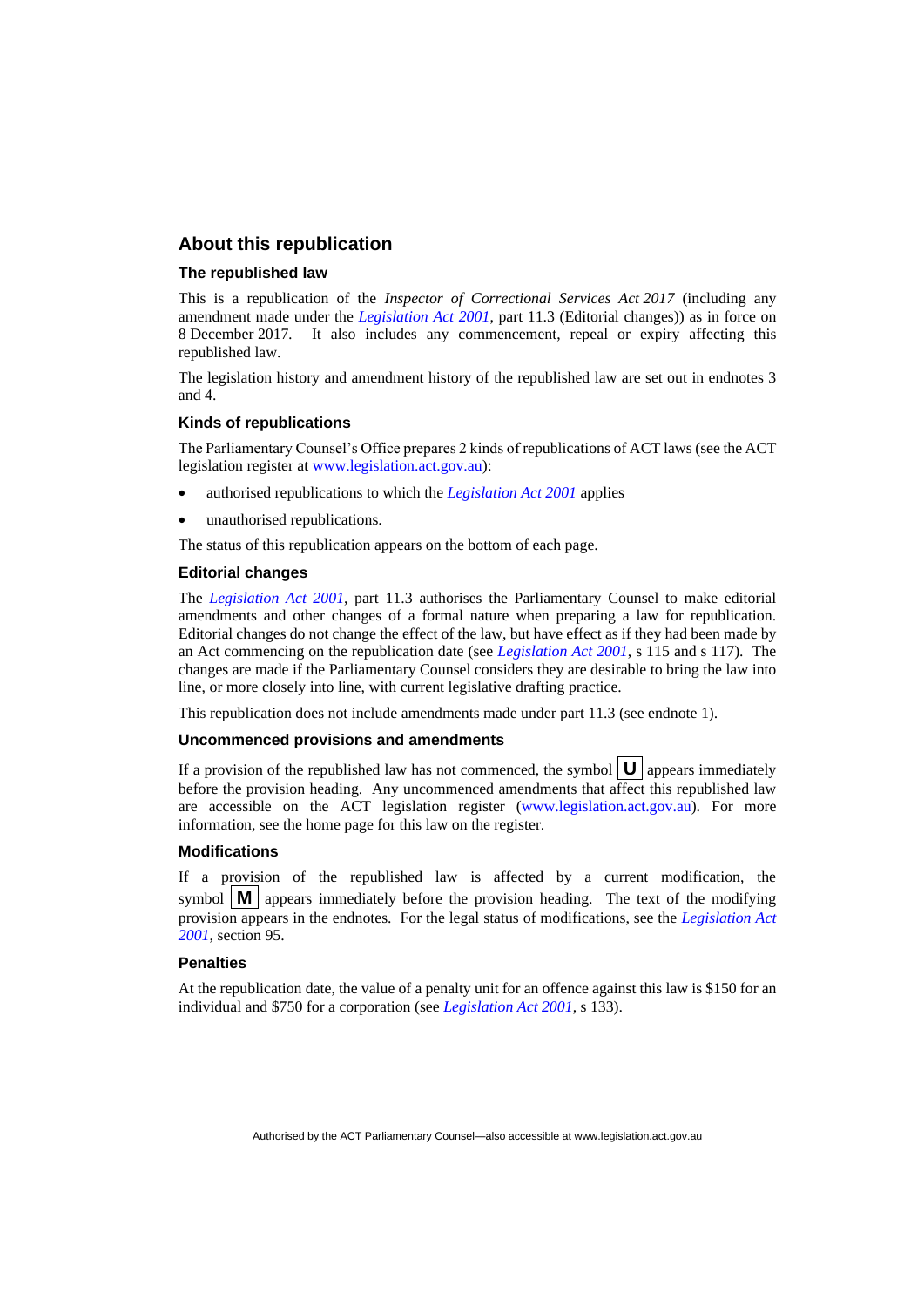## About this republication

### The republished law

This is a republication of the *Inspector of Correctional Services Act 2017* (including any amendment made under the *Legislation Act 2001*, part 11.3 (Editorial changes)) as in force on 8 December 2017. It also includes any commencement, repeal or expiry affecting this republished law.

The legislation history and amendment history of the republished law are set out in endnotes 3 and 4.

### Kinds of republications

The Parliamentary Counsel's Office prepares 2 kinds of republications of ACT laws (see the ACT legislation register at www.legislation.act.gov.au):

- authorised republications to which the *Legislation Act 2001* applies
- unauthorised republications.

The status of this republication appears on the bottom of each page.

### Editorial changes

The *Legislation Act 2001*, part 11.3 authorises the Parliamentary Counsel to make editorial amendments and other changes of a formal nature when preparing a law for republication. Editorial changes do not change the effect of the law, but have effect as if they had been made by an Act commencing on the republication date (see *Legislation Act 2001*, s 115 and s 117). The changes are made if the Parliamentary Counsel considers they are desirable to bring the law into line, or more closely into line, with current legislative drafting practice.

This republication does not include amendments made under part 11.3 (see endnote 1).

### Uncommenced provisions and amendments

If a provision of the republished law has not commenced, the symbol **U** appears immediately before the provision heading. Any uncommenced amendments that affect this republished law are accessible on the ACT legislation register (www.legislation.act.gov.au). For more information, see the home page for this law on the register.

### Modifications

If a provision of the republished law is affected by a current modification, the symbol **M** appears immediately before the provision heading. The text of the modifying provision appears in the endnotes. For the legal status of modifications, see the *Legislation Act 2001*, section 95.

### Penalties

At the republication date, the value of a penalty unit for an offence against this law is $150 for an individual and $750 for a corporation (see *Legislation Act 2001*, s 133).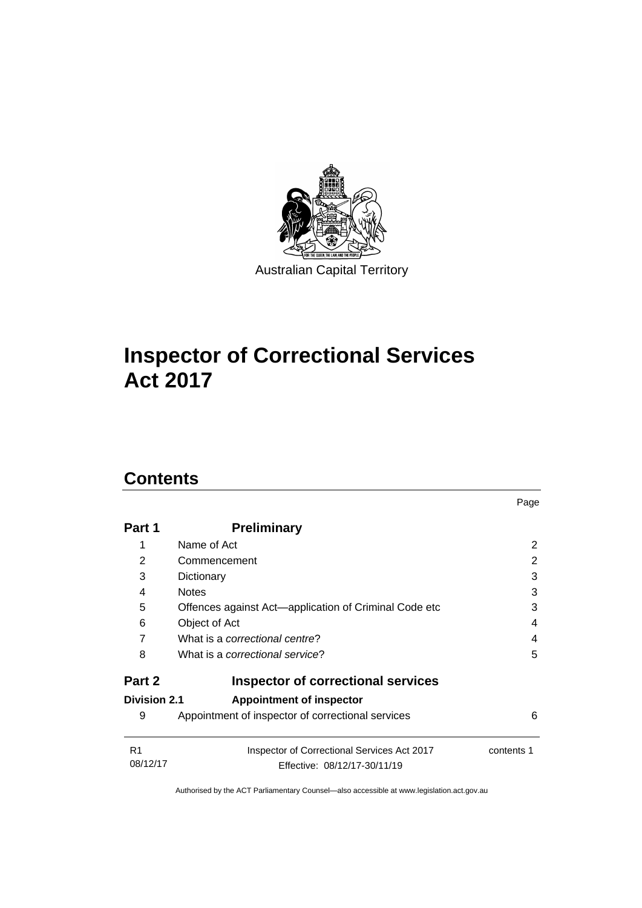Australian Capital Territory

# Inspector of Correctional Services Act 2017

## Contents

| | | Page |
|---|---|---|
| **Part 1** | **Preliminary** | |
| 1 | Name of Act | 2 |
| 2 | Commencement | 2 |
| 3 | Dictionary | 3 |
| 4 | Notes | 3 |
| 5 | Offences against Act—application of Criminal Code etc | 3 |
| 6 | Object of Act | 4 |
| 7 | What is a *correctional centre*? | 4 |
| 8 | What is a *correctional service*? | 5 |
| **Part 2** | **Inspector of correctional services** | |
| **Division 2.1** | **Appointment of inspector** | |
| 9 | Appointment of inspector of correctional services | 6 |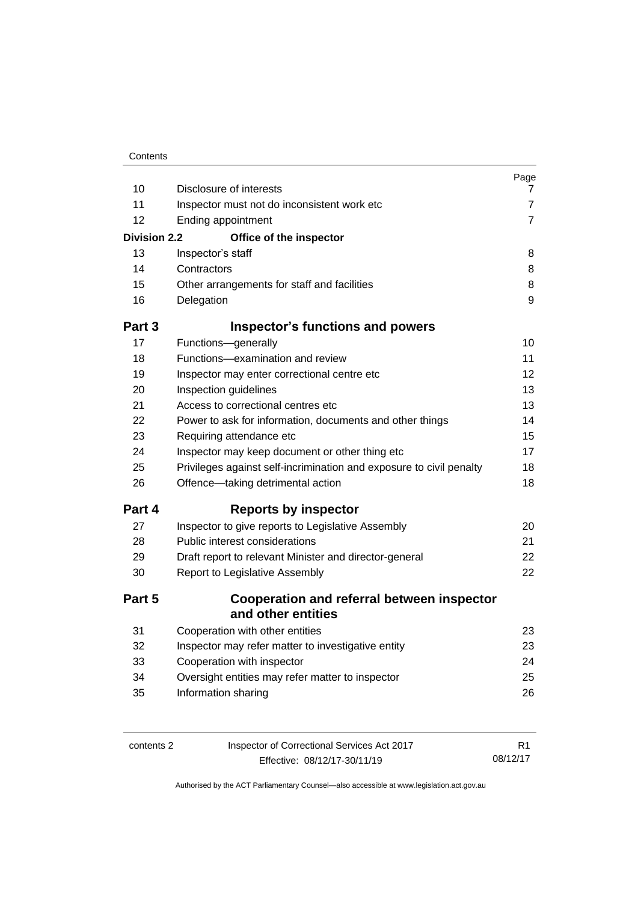| | | Page |
|---|---|---|
| 10 | Disclosure of interests | 7 |
| 11 | Inspector must not do inconsistent work etc | 7 |
| 12 | Ending appointment | 7 |
| **Division 2.2** | **Office of the inspector** | |
| 13 | Inspector's staff | 8 |
| 14 | Contractors | 8 |
| 15 | Other arrangements for staff and facilities | 8 |
| 16 | Delegation | 9 |
| **Part 3** | **Inspector's functions and powers** | |
| 17 | Functions—generally | 10 |
| 18 | Functions—examination and review | 11 |
| 19 | Inspector may enter correctional centre etc | 12 |
| 20 | Inspection guidelines | 13 |
| 21 | Access to correctional centres etc | 13 |
| 22 | Power to ask for information, documents and other things | 14 |
| 23 | Requiring attendance etc | 15 |
| 24 | Inspector may keep document or other thing etc | 17 |
| 25 | Privileges against self-incrimination and exposure to civil penalty | 18 |
| 26 | Offence—taking detrimental action | 18 |
| **Part 4** | **Reports by inspector** | |
| 27 | Inspector to give reports to Legislative Assembly | 20 |
| 28 | Public interest considerations | 21 |
| 29 | Draft report to relevant Minister and director-general | 22 |
| 30 | Report to Legislative Assembly | 22 |
| **Part 5** | **Cooperation and referral between inspector and other entities** | |
| 31 | Cooperation with other entities | 23 |
| 32 | Inspector may refer matter to investigative entity | 23 |
| 33 | Cooperation with inspector | 24 |
| 34 | Oversight entities may refer matter to inspector | 25 |
| 35 | Information sharing | 26 |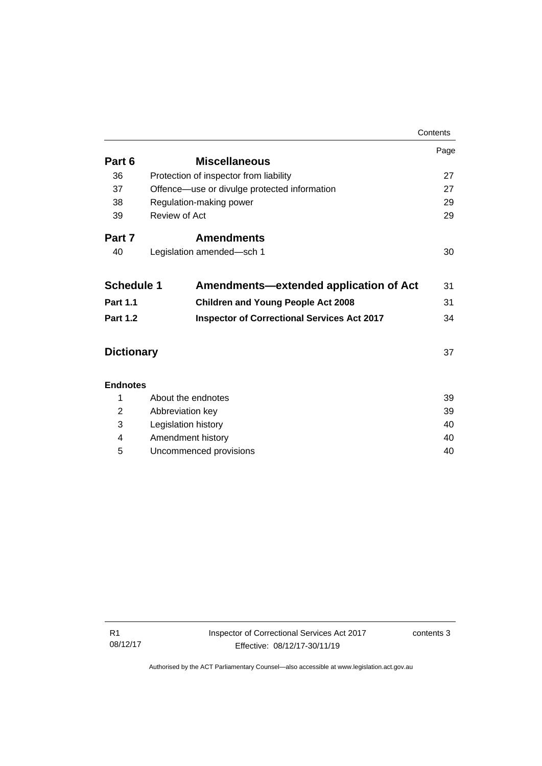| | | Page |
|---|---|---|
| **Part 6** | **Miscellaneous** | |
| 36 | Protection of inspector from liability | 27 |
| 37 | Offence—use or divulge protected information | 27 |
| 38 | Regulation-making power | 29 |
| 39 | Review of Act | 29 |
| **Part 7** | **Amendments** | |
| 40 | Legislation amended—sch 1 | 30 |
| **Schedule 1** | **Amendments—extended application of Act** | 31 |
| **Part 1.1** | **Children and Young People Act 2008** | 31 |
| **Part 1.2** | **Inspector of Correctional Services Act 2017** | 34 |
| **Dictionary** | | 37 |
| **Endnotes** | | |
| 1 | About the endnotes | 39 |
| 2 | Abbreviation key | 39 |
| 3 | Legislation history | 40 |
| 4 | Amendment history | 40 |
| 5 | Uncommenced provisions | 40 |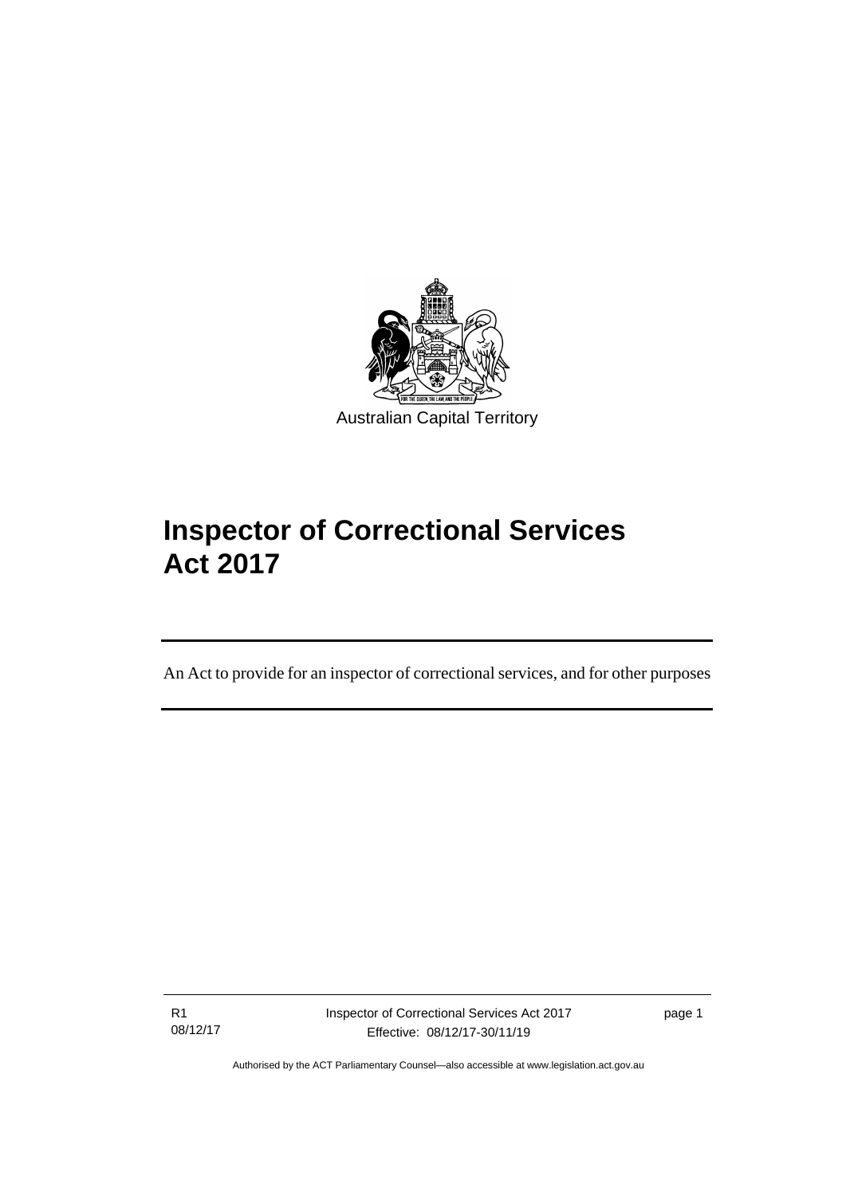Australian Capital Territory

# Inspector of Correctional Services Act 2017

An Act to provide for an inspector of correctional services, and for other purposes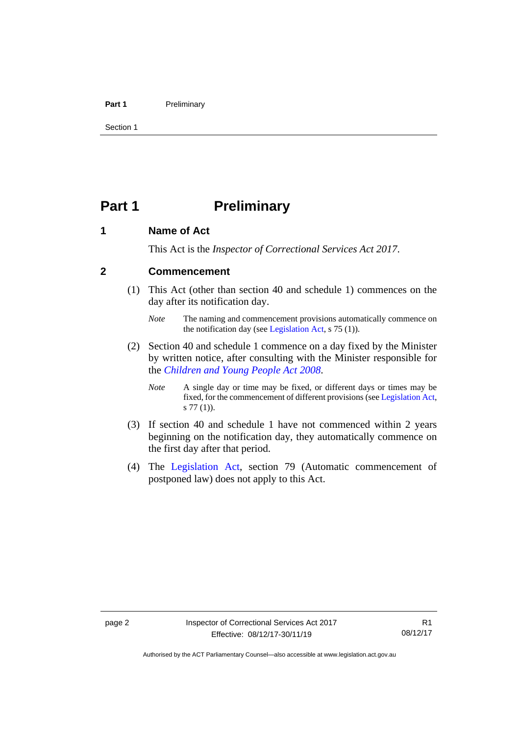# Part 1 Preliminary

## 1 Name of Act

This Act is the *Inspector of Correctional Services Act 2017*.

## 2 Commencement

(1) This Act (other than section 40 and schedule 1) commences on the day after its notification day.

> *Note* The naming and commencement provisions automatically commence on the notification day (see Legislation Act, s 75 (1)).

(2) Section 40 and schedule 1 commence on a day fixed by the Minister by written notice, after consulting with the Minister responsible for the *Children and Young People Act 2008*.

> *Note* A single day or time may be fixed, or different days or times may be fixed, for the commencement of different provisions (see Legislation Act, s 77 (1)).

(3) If section 40 and schedule 1 have not commenced within 2 years beginning on the notification day, they automatically commence on the first day after that period.

(4) The Legislation Act, section 79 (Automatic commencement of postponed law) does not apply to this Act.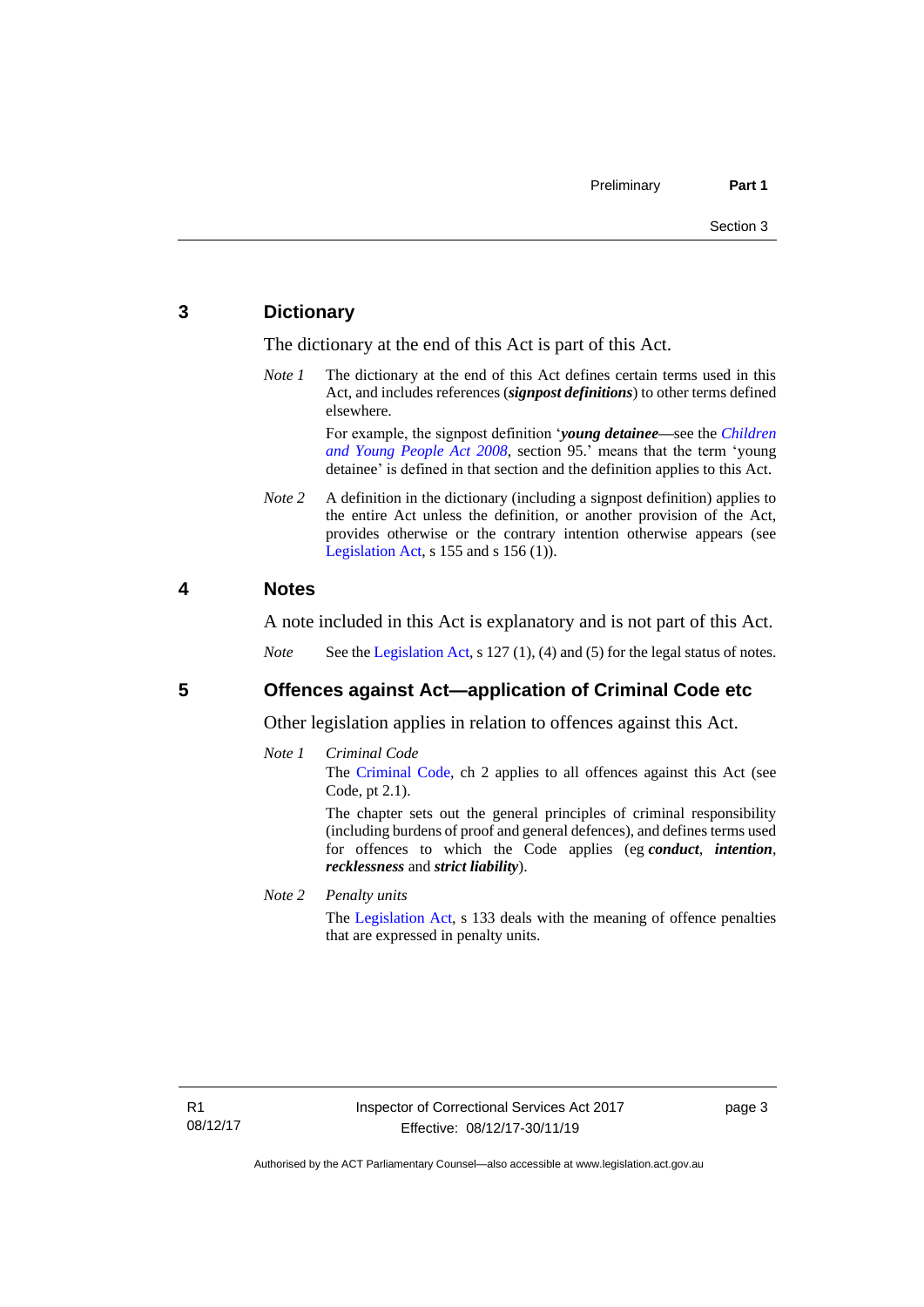## 3 Dictionary

The dictionary at the end of this Act is part of this Act.

*Note 1* The dictionary at the end of this Act defines certain terms used in this Act, and includes references (***signpost definitions***) to other terms defined elsewhere.

For example, the signpost definition '***young detainee***—see the *Children and Young People Act 2008*, section 95.' means that the term 'young detainee' is defined in that section and the definition applies to this Act.

*Note 2* A definition in the dictionary (including a signpost definition) applies to the entire Act unless the definition, or another provision of the Act, provides otherwise or the contrary intention otherwise appears (see Legislation Act, s 155 and s 156 (1)).

## 4 Notes

A note included in this Act is explanatory and is not part of this Act.

*Note* See the Legislation Act, s 127 (1), (4) and (5) for the legal status of notes.

## 5 Offences against Act—application of Criminal Code etc

Other legislation applies in relation to offences against this Act.

*Note 1* *Criminal Code*

The Criminal Code, ch 2 applies to all offences against this Act (see Code, pt 2.1).

The chapter sets out the general principles of criminal responsibility (including burdens of proof and general defences), and defines terms used for offences to which the Code applies (eg ***conduct***, ***intention***, ***recklessness*** and ***strict liability***).

*Note 2* *Penalty units*

The Legislation Act, s 133 deals with the meaning of offence penalties that are expressed in penalty units.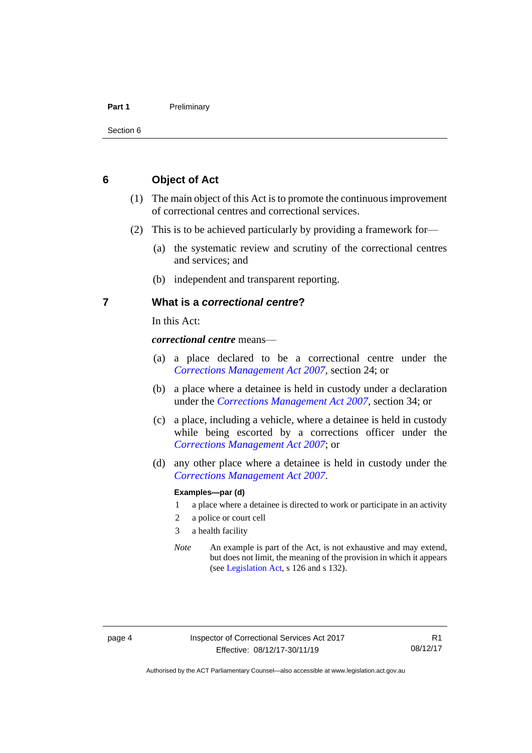## 6 Object of Act

(1) The main object of this Act is to promote the continuous improvement of correctional centres and correctional services.

(2) This is to be achieved particularly by providing a framework for—

(a) the systematic review and scrutiny of the correctional centres and services; and

(b) independent and transparent reporting.

## 7 What is a *correctional centre*?

In this Act:

***correctional centre*** means—

(a) a place declared to be a correctional centre under the *Corrections Management Act 2007*, section 24; or

(b) a place where a detainee is held in custody under a declaration under the *Corrections Management Act 2007*, section 34; or

(c) a place, including a vehicle, where a detainee is held in custody while being escorted by a corrections officer under the *Corrections Management Act 2007*; or

(d) any other place where a detainee is held in custody under the *Corrections Management Act 2007*.

**Examples—par (d)**

1 a place where a detainee is directed to work or participate in an activity

2 a police or court cell

3 a health facility

*Note* An example is part of the Act, is not exhaustive and may extend, but does not limit, the meaning of the provision in which it appears (see Legislation Act, s 126 and s 132).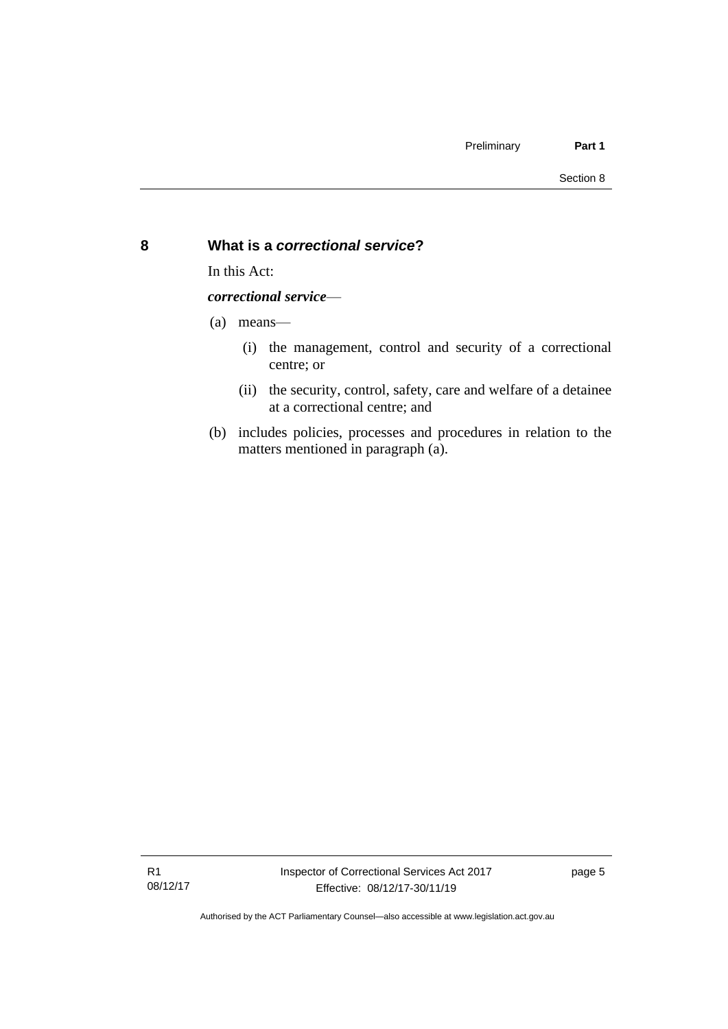## 8 What is a *correctional service*?

In this Act:

***correctional service***—

(a) means—

(i) the management, control and security of a correctional centre; or

(ii) the security, control, safety, care and welfare of a detainee at a correctional centre; and

(b) includes policies, processes and procedures in relation to the matters mentioned in paragraph (a).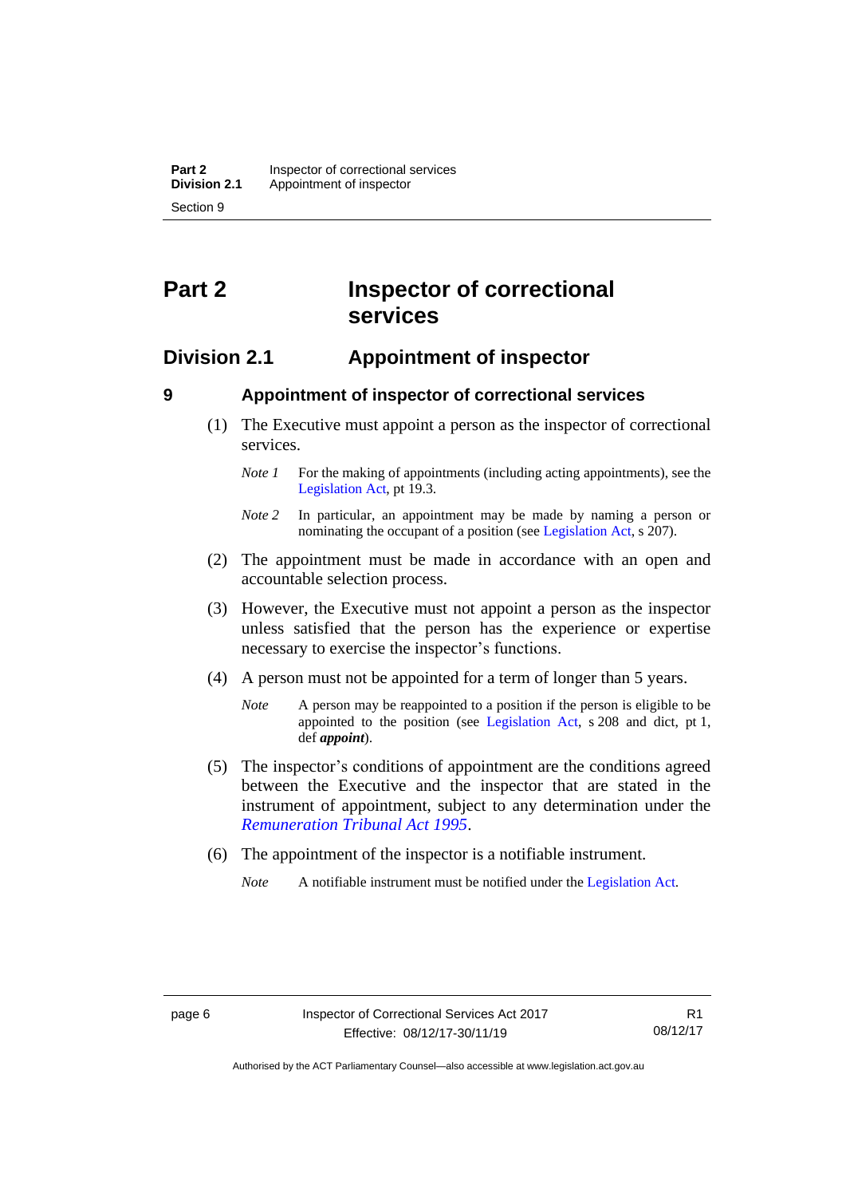# Part 2 Inspector of correctional services

## Division 2.1 Appointment of inspector

### 9 Appointment of inspector of correctional services

(1) The Executive must appoint a person as the inspector of correctional services.

*Note 1* For the making of appointments (including acting appointments), see the Legislation Act, pt 19.3.

*Note 2* In particular, an appointment may be made by naming a person or nominating the occupant of a position (see Legislation Act, s 207).

(2) The appointment must be made in accordance with an open and accountable selection process.

(3) However, the Executive must not appoint a person as the inspector unless satisfied that the person has the experience or expertise necessary to exercise the inspector's functions.

(4) A person must not be appointed for a term of longer than 5 years.

*Note* A person may be reappointed to a position if the person is eligible to be appointed to the position (see Legislation Act, s 208 and dict, pt 1, def ***appoint***).

(5) The inspector's conditions of appointment are the conditions agreed between the Executive and the inspector that are stated in the instrument of appointment, subject to any determination under the *Remuneration Tribunal Act 1995*.

(6) The appointment of the inspector is a notifiable instrument.

*Note* A notifiable instrument must be notified under the Legislation Act.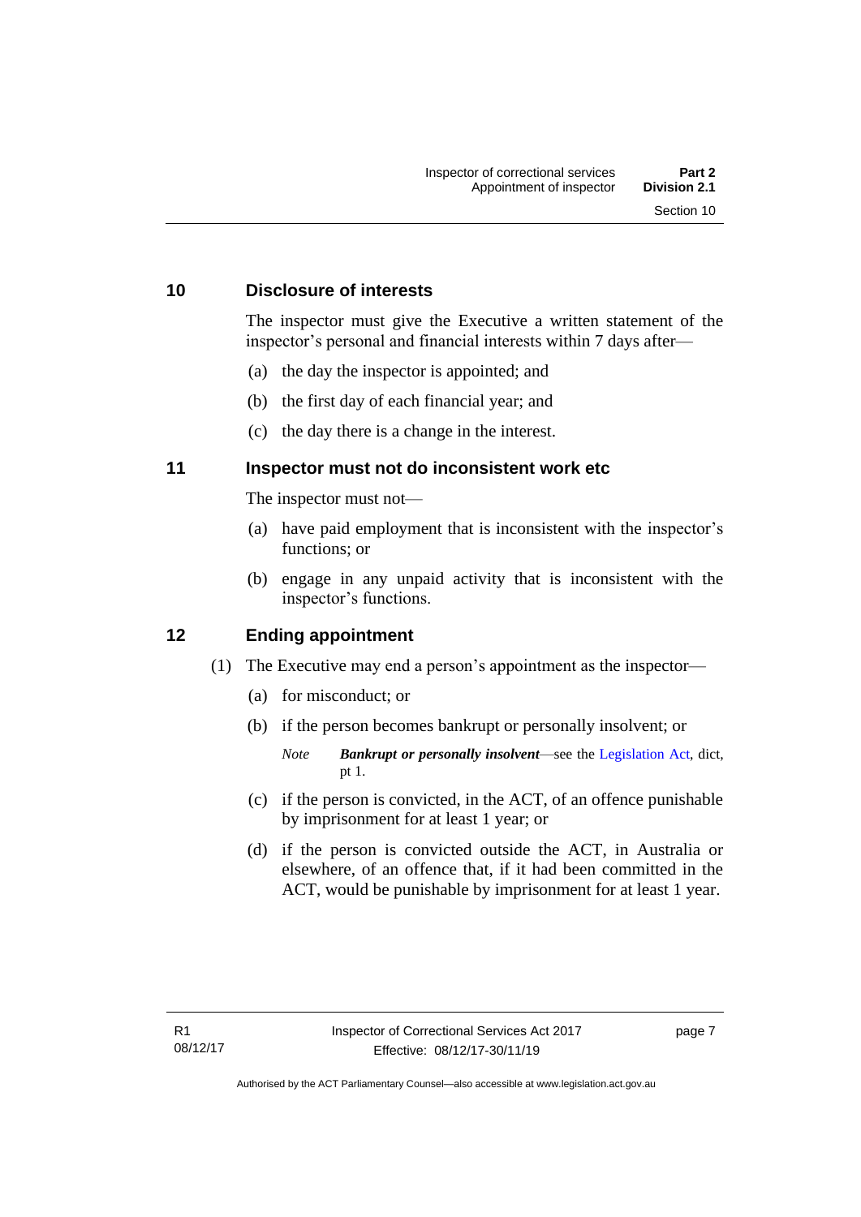## 10 Disclosure of interests

The inspector must give the Executive a written statement of the inspector's personal and financial interests within 7 days after—

(a) the day the inspector is appointed; and

(b) the first day of each financial year; and

(c) the day there is a change in the interest.

## 11 Inspector must not do inconsistent work etc

The inspector must not—

(a) have paid employment that is inconsistent with the inspector's functions; or

(b) engage in any unpaid activity that is inconsistent with the inspector's functions.

## 12 Ending appointment

(1) The Executive may end a person's appointment as the inspector—

(a) for misconduct; or

(b) if the person becomes bankrupt or personally insolvent; or

*Note* ***Bankrupt or personally insolvent***—see the Legislation Act, dict, pt 1.

(c) if the person is convicted, in the ACT, of an offence punishable by imprisonment for at least 1 year; or

(d) if the person is convicted outside the ACT, in Australia or elsewhere, of an offence that, if it had been committed in the ACT, would be punishable by imprisonment for at least 1 year.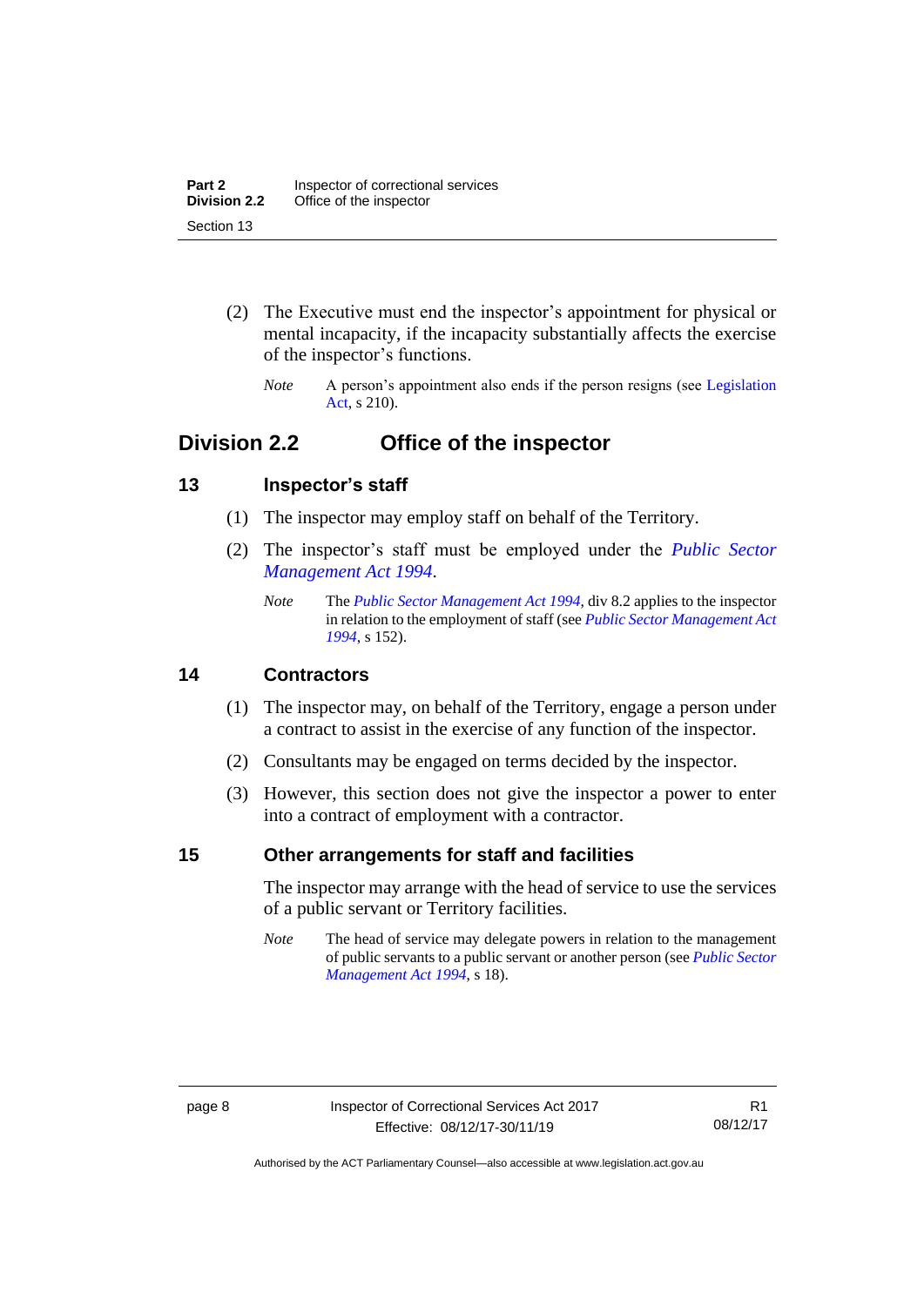(2) The Executive must end the inspector's appointment for physical or mental incapacity, if the incapacity substantially affects the exercise of the inspector's functions.

*Note* A person's appointment also ends if the person resigns (see Legislation Act, s 210).

## Division 2.2 Office of the inspector

### 13 Inspector's staff

(1) The inspector may employ staff on behalf of the Territory.

(2) The inspector's staff must be employed under the *Public Sector Management Act 1994*.

*Note* The *Public Sector Management Act 1994*, div 8.2 applies to the inspector in relation to the employment of staff (see *Public Sector Management Act 1994*, s 152).

### 14 Contractors

(1) The inspector may, on behalf of the Territory, engage a person under a contract to assist in the exercise of any function of the inspector.

(2) Consultants may be engaged on terms decided by the inspector.

(3) However, this section does not give the inspector a power to enter into a contract of employment with a contractor.

### 15 Other arrangements for staff and facilities

The inspector may arrange with the head of service to use the services of a public servant or Territory facilities.

*Note* The head of service may delegate powers in relation to the management of public servants to a public servant or another person (see *Public Sector Management Act 1994*, s 18).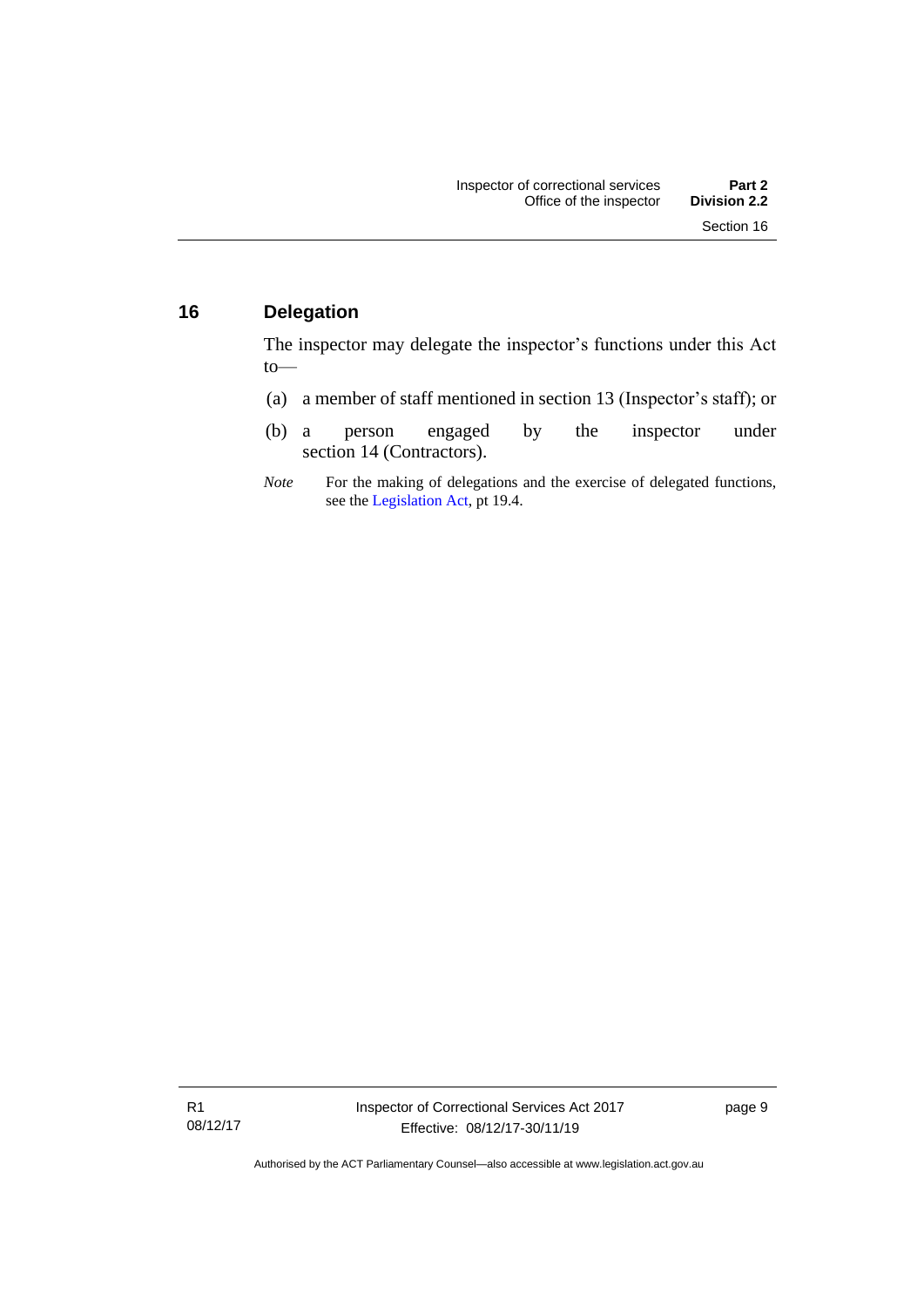## 16 Delegation

The inspector may delegate the inspector's functions under this Act to—

(a) a member of staff mentioned in section 13 (Inspector's staff); or

(b) a person engaged by the inspector under section 14 (Contractors).

*Note* For the making of delegations and the exercise of delegated functions, see the Legislation Act, pt 19.4.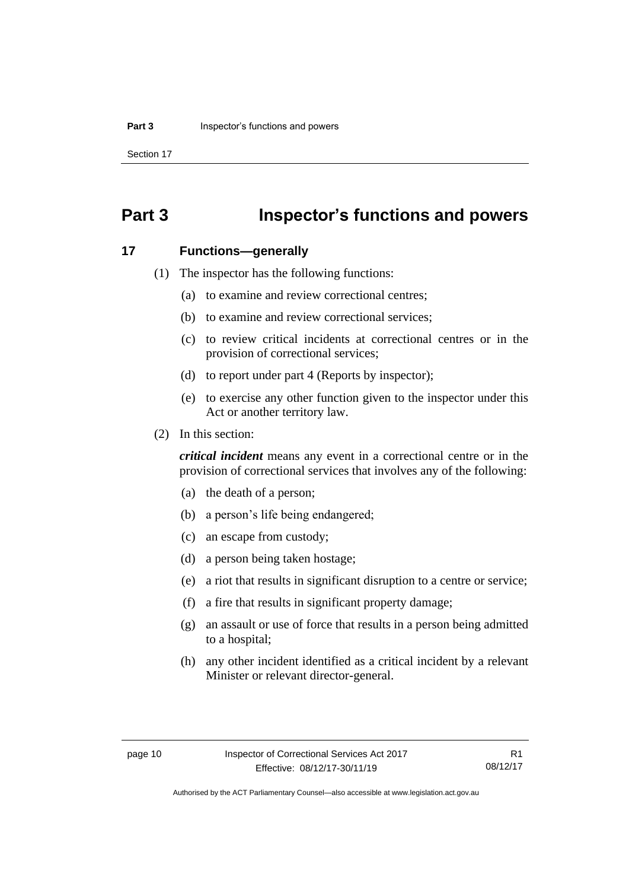# Part 3 Inspector's functions and powers

## 17 Functions—generally

(1) The inspector has the following functions:

(a) to examine and review correctional centres;

(b) to examine and review correctional services;

(c) to review critical incidents at correctional centres or in the provision of correctional services;

(d) to report under part 4 (Reports by inspector);

(e) to exercise any other function given to the inspector under this Act or another territory law.

(2) In this section:

***critical incident*** means any event in a correctional centre or in the provision of correctional services that involves any of the following:

(a) the death of a person;

(b) a person's life being endangered;

(c) an escape from custody;

(d) a person being taken hostage;

(e) a riot that results in significant disruption to a centre or service;

(f) a fire that results in significant property damage;

(g) an assault or use of force that results in a person being admitted to a hospital;

(h) any other incident identified as a critical incident by a relevant Minister or relevant director-general.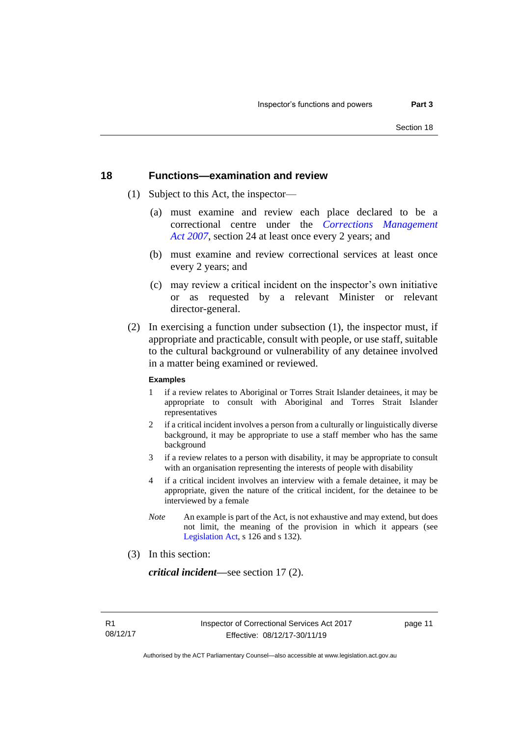## 18 Functions—examination and review

(1) Subject to this Act, the inspector—

(a) must examine and review each place declared to be a correctional centre under the *Corrections Management Act 2007*, section 24 at least once every 2 years; and

(b) must examine and review correctional services at least once every 2 years; and

(c) may review a critical incident on the inspector's own initiative or as requested by a relevant Minister or relevant director-general.

(2) In exercising a function under subsection (1), the inspector must, if appropriate and practicable, consult with people, or use staff, suitable to the cultural background or vulnerability of any detainee involved in a matter being examined or reviewed.

**Examples**

1 if a review relates to Aboriginal or Torres Strait Islander detainees, it may be appropriate to consult with Aboriginal and Torres Strait Islander representatives

2 if a critical incident involves a person from a culturally or linguistically diverse background, it may be appropriate to use a staff member who has the same background

3 if a review relates to a person with disability, it may be appropriate to consult with an organisation representing the interests of people with disability

4 if a critical incident involves an interview with a female detainee, it may be appropriate, given the nature of the critical incident, for the detainee to be interviewed by a female

*Note* An example is part of the Act, is not exhaustive and may extend, but does not limit, the meaning of the provision in which it appears (see Legislation Act, s 126 and s 132).

(3) In this section:

***critical incident***—see section 17 (2).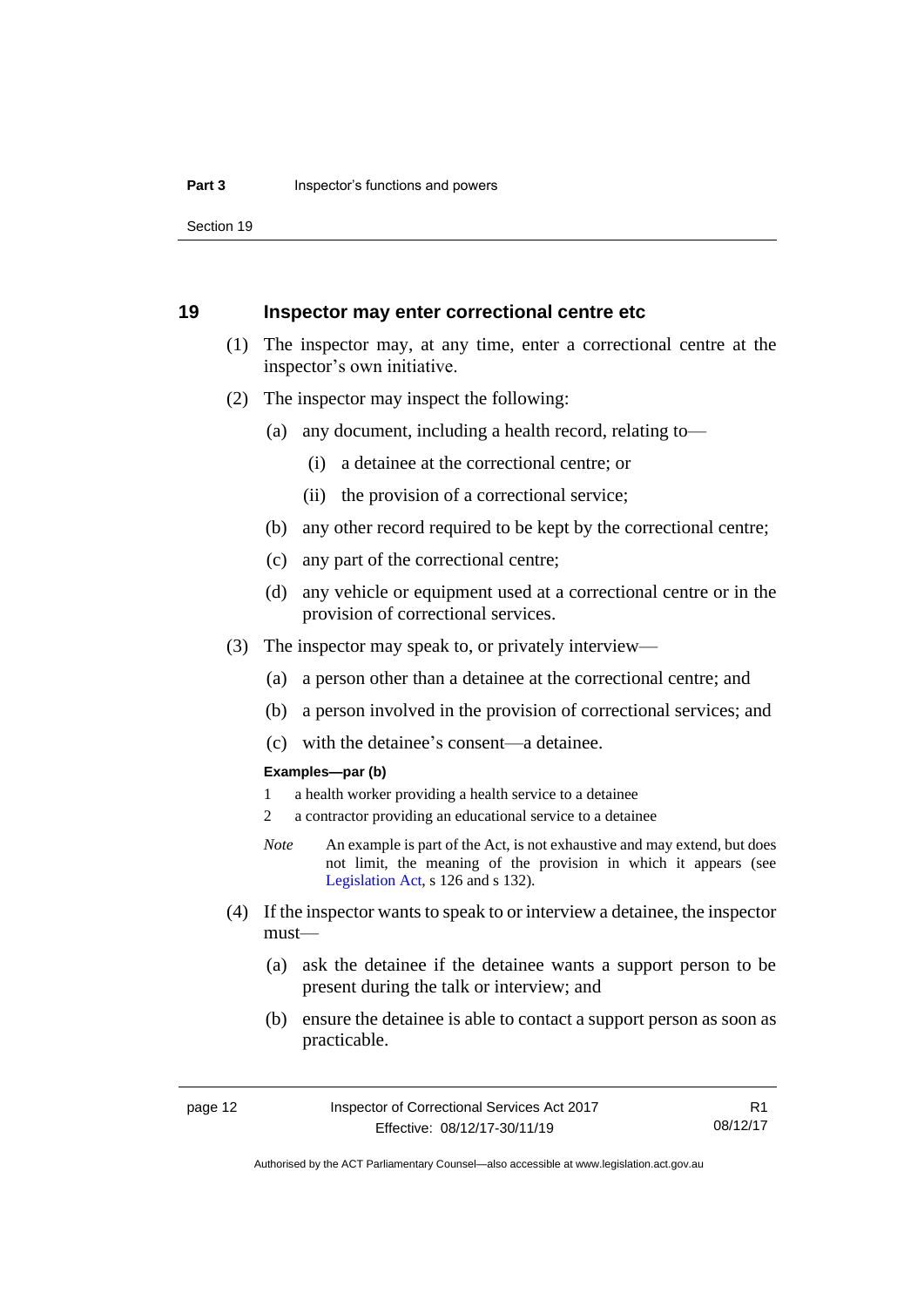## 19 Inspector may enter correctional centre etc

(1) The inspector may, at any time, enter a correctional centre at the inspector's own initiative.

(2) The inspector may inspect the following:

(a) any document, including a health record, relating to—

(i) a detainee at the correctional centre; or

(ii) the provision of a correctional service;

(b) any other record required to be kept by the correctional centre;

(c) any part of the correctional centre;

(d) any vehicle or equipment used at a correctional centre or in the provision of correctional services.

(3) The inspector may speak to, or privately interview—

(a) a person other than a detainee at the correctional centre; and

(b) a person involved in the provision of correctional services; and

(c) with the detainee's consent—a detainee.

**Examples—par (b)**

1 a health worker providing a health service to a detainee

2 a contractor providing an educational service to a detainee

*Note* An example is part of the Act, is not exhaustive and may extend, but does not limit, the meaning of the provision in which it appears (see Legislation Act, s 126 and s 132).

(4) If the inspector wants to speak to or interview a detainee, the inspector must—

(a) ask the detainee if the detainee wants a support person to be present during the talk or interview; and

(b) ensure the detainee is able to contact a support person as soon as practicable.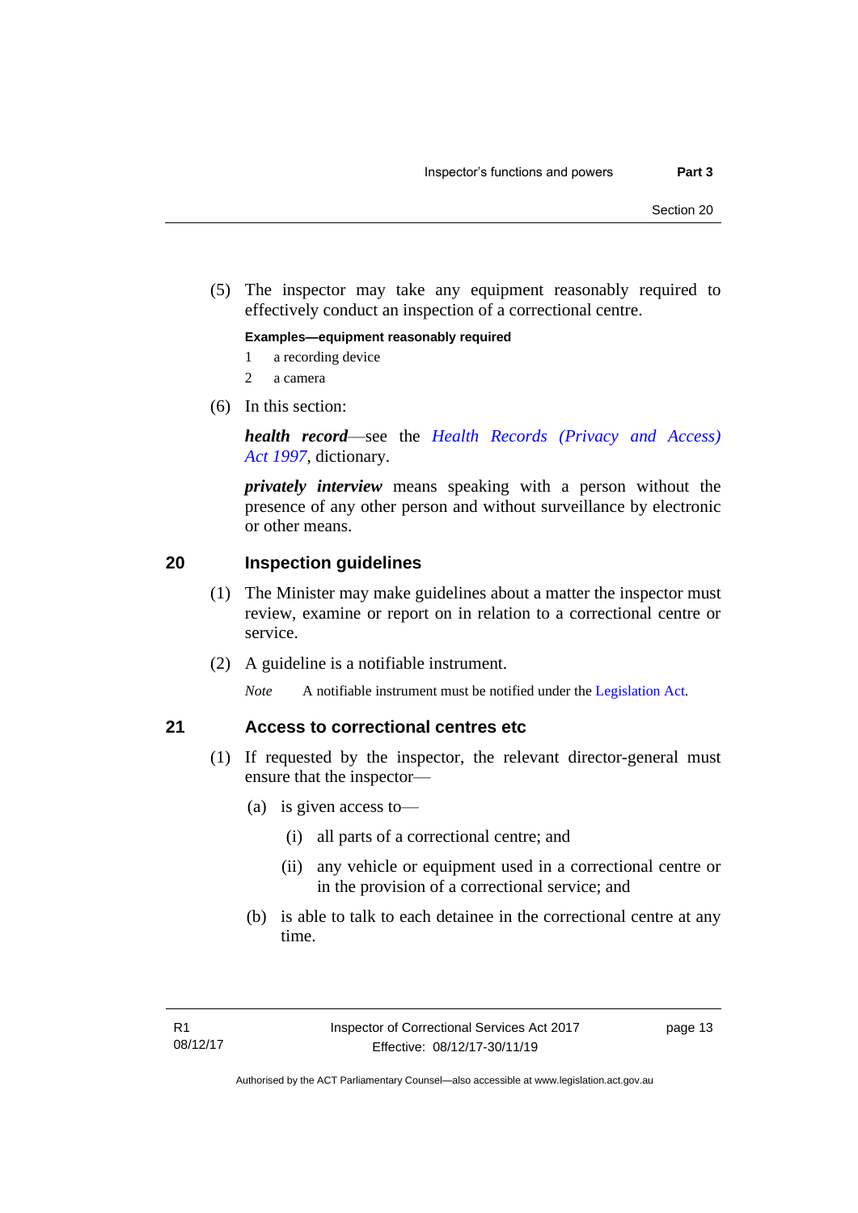(5) The inspector may take any equipment reasonably required to effectively conduct an inspection of a correctional centre.

**Examples—equipment reasonably required**

1 a recording device

2 a camera

(6) In this section:

***health record***—see the *Health Records (Privacy and Access) Act 1997*, dictionary.

***privately interview*** means speaking with a person without the presence of any other person and without surveillance by electronic or other means.

## 20 Inspection guidelines

(1) The Minister may make guidelines about a matter the inspector must review, examine or report on in relation to a correctional centre or service.

(2) A guideline is a notifiable instrument.

*Note* A notifiable instrument must be notified under the Legislation Act.

## 21 Access to correctional centres etc

(1) If requested by the inspector, the relevant director-general must ensure that the inspector—

(a) is given access to—

(i) all parts of a correctional centre; and

(ii) any vehicle or equipment used in a correctional centre or in the provision of a correctional service; and

(b) is able to talk to each detainee in the correctional centre at any time.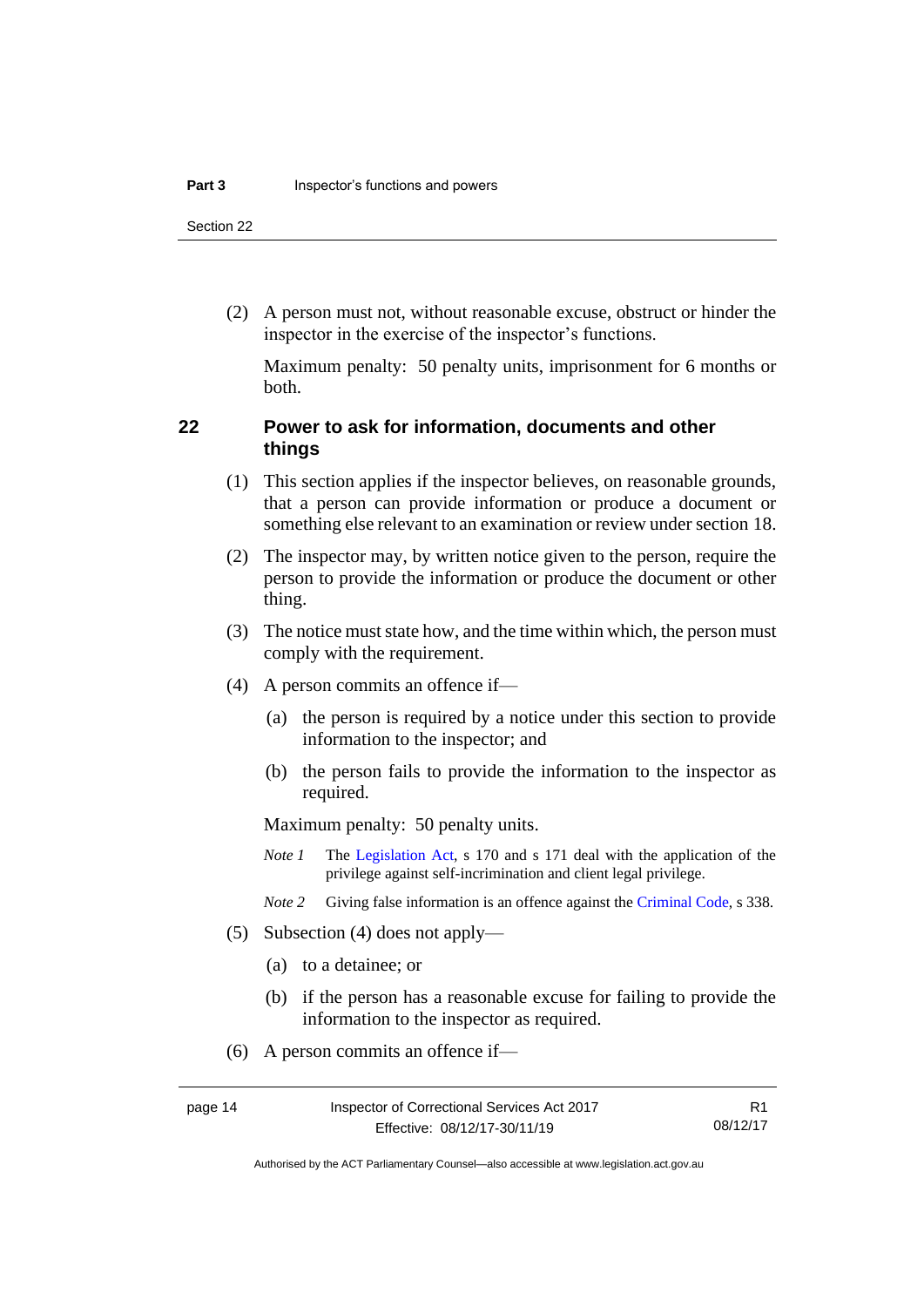(2) A person must not, without reasonable excuse, obstruct or hinder the inspector in the exercise of the inspector's functions.

Maximum penalty: 50 penalty units, imprisonment for 6 months or both.

## 22 Power to ask for information, documents and other things

(1) This section applies if the inspector believes, on reasonable grounds, that a person can provide information or produce a document or something else relevant to an examination or review under section 18.

(2) The inspector may, by written notice given to the person, require the person to provide the information or produce the document or other thing.

(3) The notice must state how, and the time within which, the person must comply with the requirement.

(4) A person commits an offence if—

(a) the person is required by a notice under this section to provide information to the inspector; and

(b) the person fails to provide the information to the inspector as required.

Maximum penalty: 50 penalty units.

*Note 1* The Legislation Act, s 170 and s 171 deal with the application of the privilege against self-incrimination and client legal privilege.

*Note 2* Giving false information is an offence against the Criminal Code, s 338.

(5) Subsection (4) does not apply—

(a) to a detainee; or

(b) if the person has a reasonable excuse for failing to provide the information to the inspector as required.

(6) A person commits an offence if—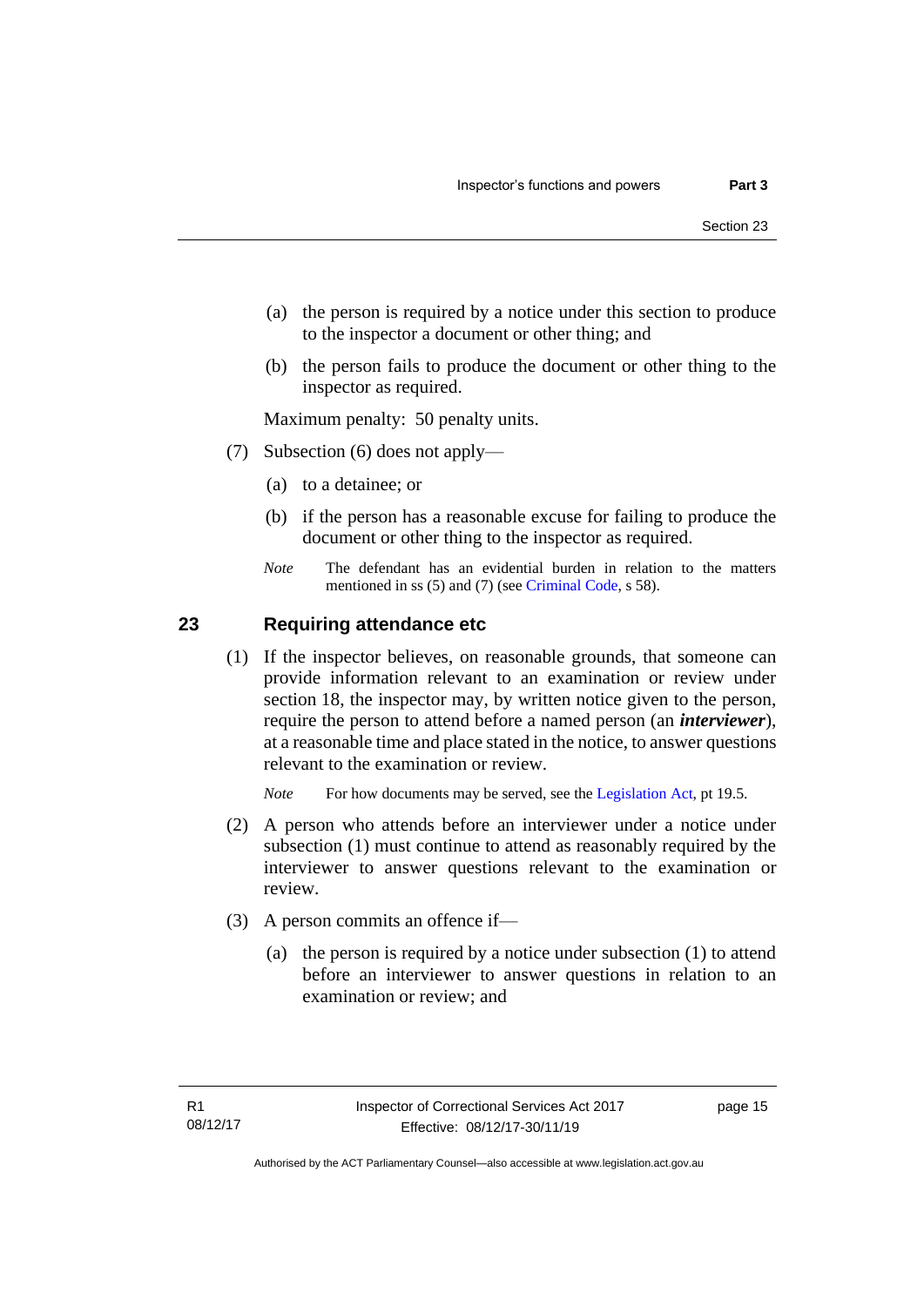(a) the person is required by a notice under this section to produce to the inspector a document or other thing; and

(b) the person fails to produce the document or other thing to the inspector as required.

Maximum penalty: 50 penalty units.

(7) Subsection (6) does not apply—

(a) to a detainee; or

(b) if the person has a reasonable excuse for failing to produce the document or other thing to the inspector as required.

*Note* The defendant has an evidential burden in relation to the matters mentioned in ss (5) and (7) (see Criminal Code, s 58).

## 23 Requiring attendance etc

(1) If the inspector believes, on reasonable grounds, that someone can provide information relevant to an examination or review under section 18, the inspector may, by written notice given to the person, require the person to attend before a named person (an ***interviewer***), at a reasonable time and place stated in the notice, to answer questions relevant to the examination or review.

*Note* For how documents may be served, see the Legislation Act, pt 19.5.

(2) A person who attends before an interviewer under a notice under subsection (1) must continue to attend as reasonably required by the interviewer to answer questions relevant to the examination or review.

(3) A person commits an offence if—

(a) the person is required by a notice under subsection (1) to attend before an interviewer to answer questions in relation to an examination or review; and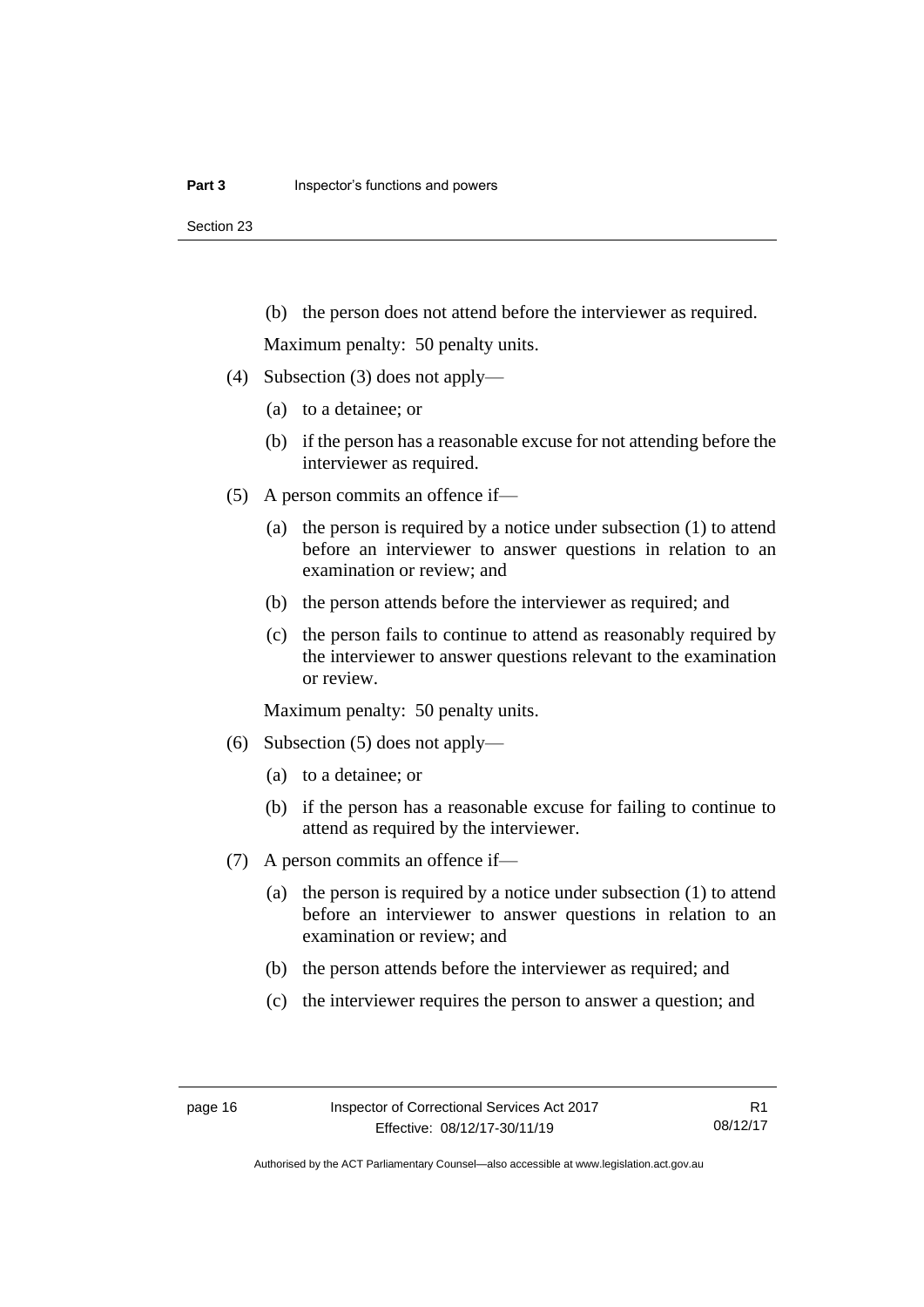(b) the person does not attend before the interviewer as required.

Maximum penalty: 50 penalty units.

(4) Subsection (3) does not apply—

(a) to a detainee; or

(b) if the person has a reasonable excuse for not attending before the interviewer as required.

(5) A person commits an offence if—

(a) the person is required by a notice under subsection (1) to attend before an interviewer to answer questions in relation to an examination or review; and

(b) the person attends before the interviewer as required; and

(c) the person fails to continue to attend as reasonably required by the interviewer to answer questions relevant to the examination or review.

Maximum penalty: 50 penalty units.

(6) Subsection (5) does not apply—

(a) to a detainee; or

(b) if the person has a reasonable excuse for failing to continue to attend as required by the interviewer.

(7) A person commits an offence if—

(a) the person is required by a notice under subsection (1) to attend before an interviewer to answer questions in relation to an examination or review; and

(b) the person attends before the interviewer as required; and

(c) the interviewer requires the person to answer a question; and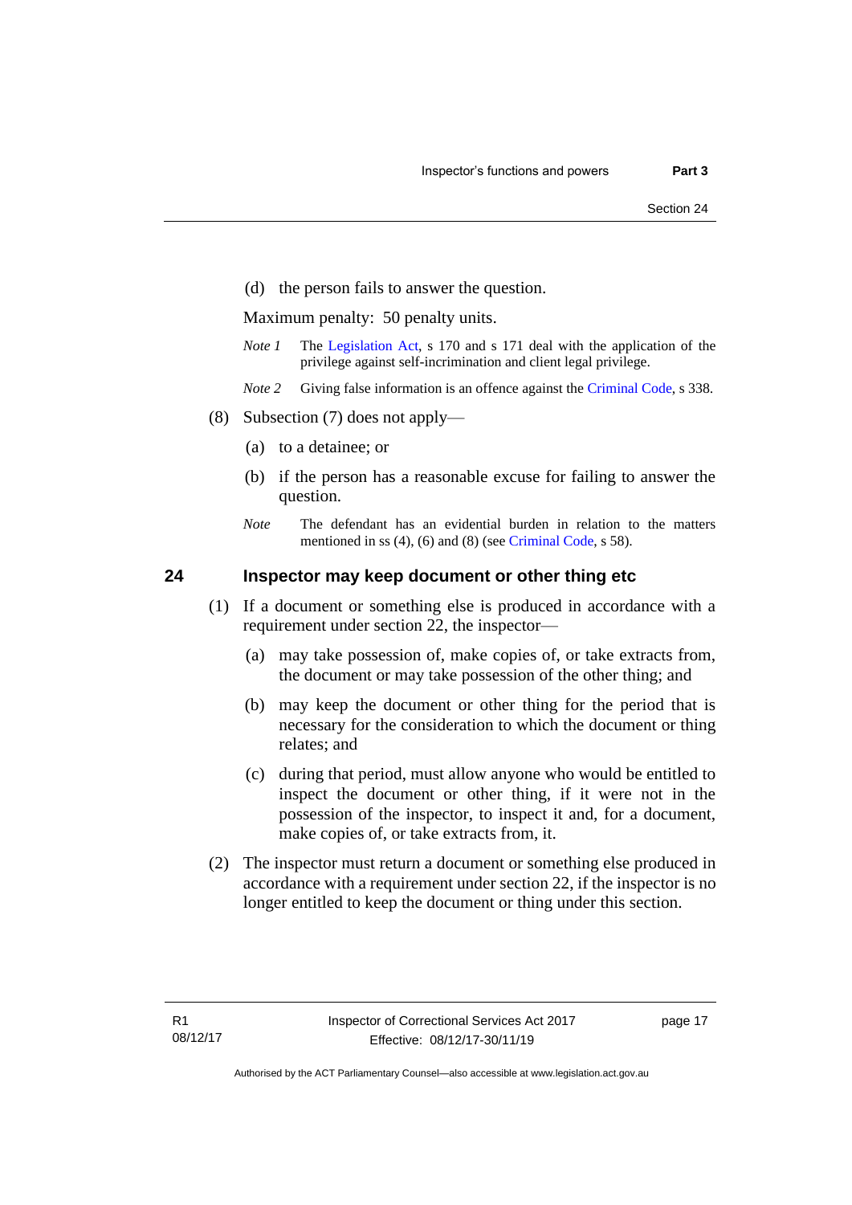(d) the person fails to answer the question.

Maximum penalty: 50 penalty units.

*Note 1* The Legislation Act, s 170 and s 171 deal with the application of the privilege against self-incrimination and client legal privilege.

*Note 2* Giving false information is an offence against the Criminal Code, s 338.

(8) Subsection (7) does not apply—

(a) to a detainee; or

(b) if the person has a reasonable excuse for failing to answer the question.

*Note* The defendant has an evidential burden in relation to the matters mentioned in ss (4), (6) and (8) (see Criminal Code, s 58).

## 24 Inspector may keep document or other thing etc

(1) If a document or something else is produced in accordance with a requirement under section 22, the inspector—

(a) may take possession of, make copies of, or take extracts from, the document or may take possession of the other thing; and

(b) may keep the document or other thing for the period that is necessary for the consideration to which the document or thing relates; and

(c) during that period, must allow anyone who would be entitled to inspect the document or other thing, if it were not in the possession of the inspector, to inspect it and, for a document, make copies of, or take extracts from, it.

(2) The inspector must return a document or something else produced in accordance with a requirement under section 22, if the inspector is no longer entitled to keep the document or thing under this section.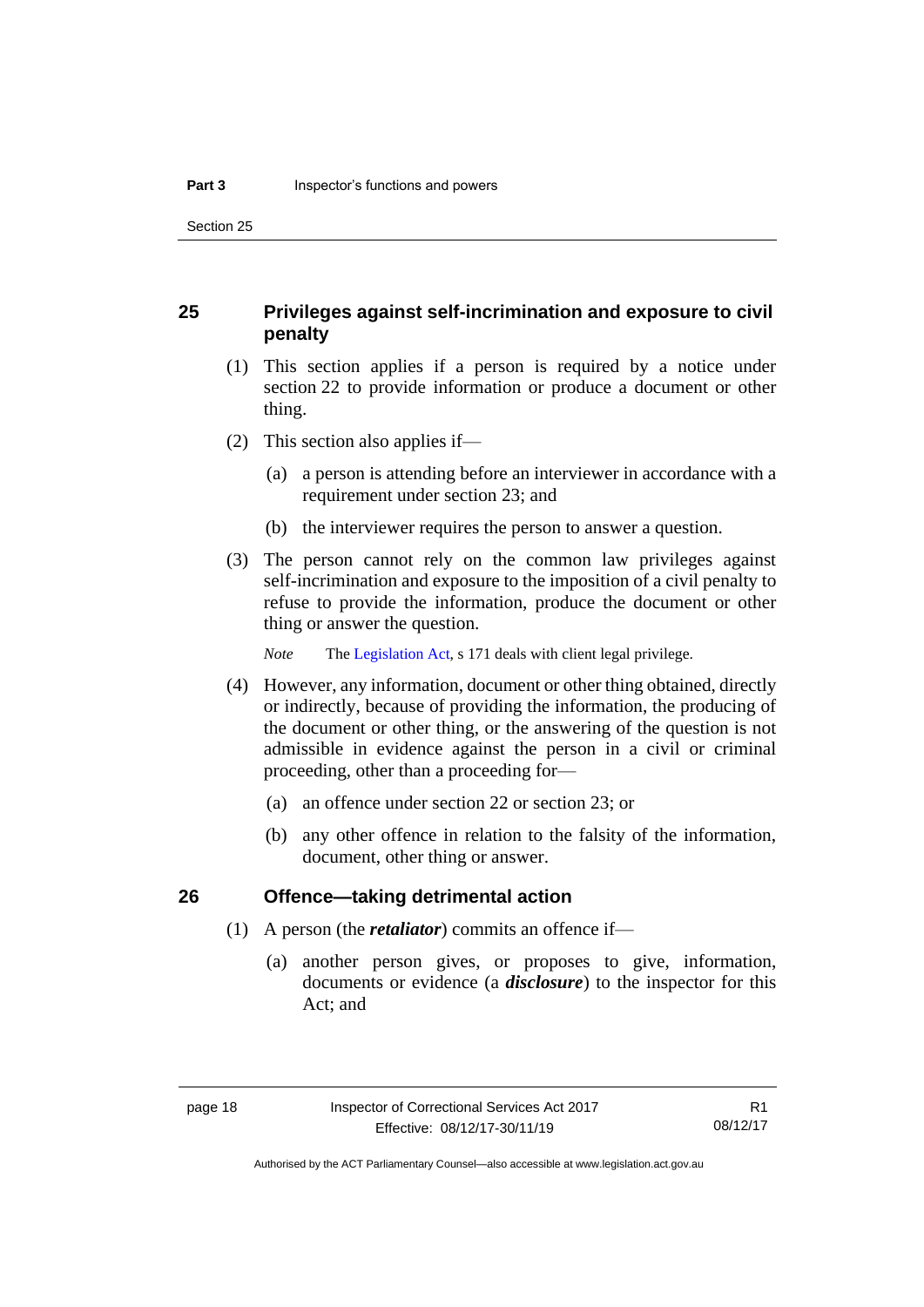## 25 Privileges against self-incrimination and exposure to civil penalty

(1) This section applies if a person is required by a notice under section 22 to provide information or produce a document or other thing.

(2) This section also applies if—

(a) a person is attending before an interviewer in accordance with a requirement under section 23; and

(b) the interviewer requires the person to answer a question.

(3) The person cannot rely on the common law privileges against self-incrimination and exposure to the imposition of a civil penalty to refuse to provide the information, produce the document or other thing or answer the question.

*Note* The Legislation Act, s 171 deals with client legal privilege.

(4) However, any information, document or other thing obtained, directly or indirectly, because of providing the information, the producing of the document or other thing, or the answering of the question is not admissible in evidence against the person in a civil or criminal proceeding, other than a proceeding for—

(a) an offence under section 22 or section 23; or

(b) any other offence in relation to the falsity of the information, document, other thing or answer.

## 26 Offence—taking detrimental action

(1) A person (the ***retaliator***) commits an offence if—

(a) another person gives, or proposes to give, information, documents or evidence (a ***disclosure***) to the inspector for this Act; and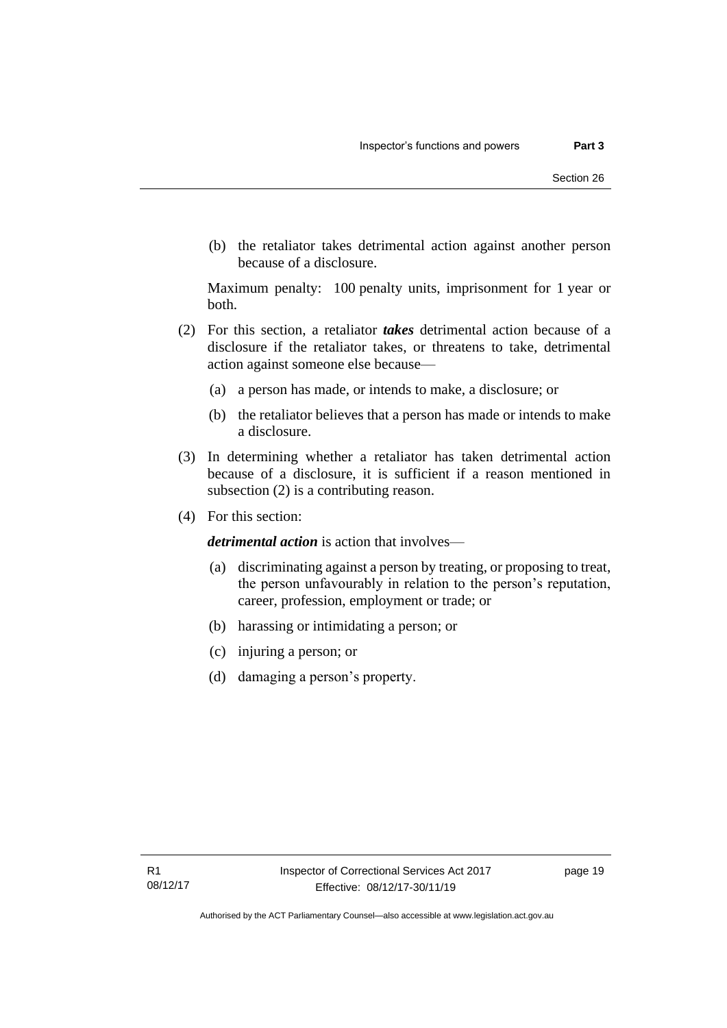(b) the retaliator takes detrimental action against another person because of a disclosure.

Maximum penalty: 100 penalty units, imprisonment for 1 year or both.

(2) For this section, a retaliator ***takes*** detrimental action because of a disclosure if the retaliator takes, or threatens to take, detrimental action against someone else because—

(a) a person has made, or intends to make, a disclosure; or

(b) the retaliator believes that a person has made or intends to make a disclosure.

(3) In determining whether a retaliator has taken detrimental action because of a disclosure, it is sufficient if a reason mentioned in subsection (2) is a contributing reason.

(4) For this section:

***detrimental action*** is action that involves—

(a) discriminating against a person by treating, or proposing to treat, the person unfavourably in relation to the person's reputation, career, profession, employment or trade; or

(b) harassing or intimidating a person; or

(c) injuring a person; or

(d) damaging a person's property.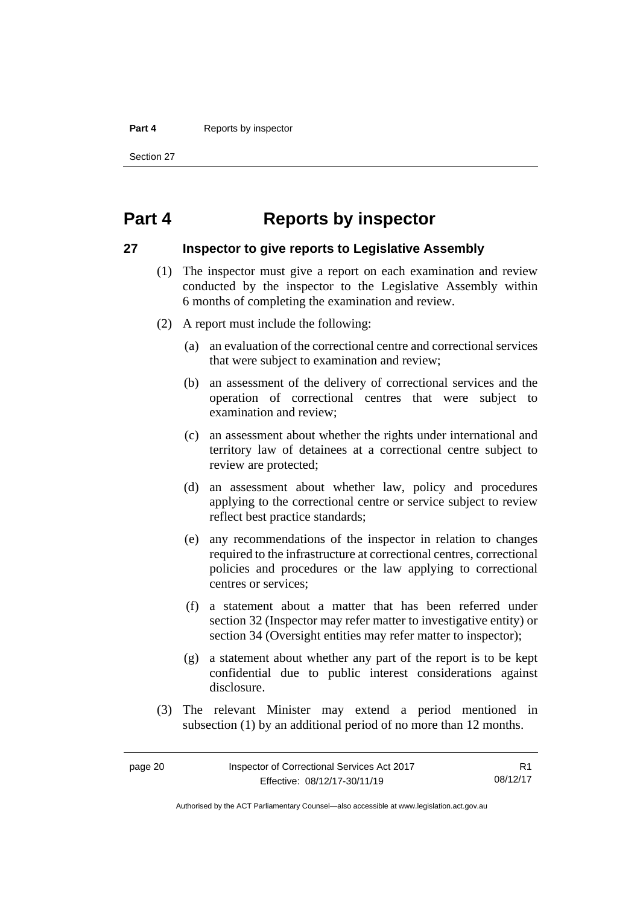# Part 4 Reports by inspector

## 27 Inspector to give reports to Legislative Assembly

(1) The inspector must give a report on each examination and review conducted by the inspector to the Legislative Assembly within 6 months of completing the examination and review.

(2) A report must include the following:

(a) an evaluation of the correctional centre and correctional services that were subject to examination and review;

(b) an assessment of the delivery of correctional services and the operation of correctional centres that were subject to examination and review;

(c) an assessment about whether the rights under international and territory law of detainees at a correctional centre subject to review are protected;

(d) an assessment about whether law, policy and procedures applying to the correctional centre or service subject to review reflect best practice standards;

(e) any recommendations of the inspector in relation to changes required to the infrastructure at correctional centres, correctional policies and procedures or the law applying to correctional centres or services;

(f) a statement about a matter that has been referred under section 32 (Inspector may refer matter to investigative entity) or section 34 (Oversight entities may refer matter to inspector);

(g) a statement about whether any part of the report is to be kept confidential due to public interest considerations against disclosure.

(3) The relevant Minister may extend a period mentioned in subsection (1) by an additional period of no more than 12 months.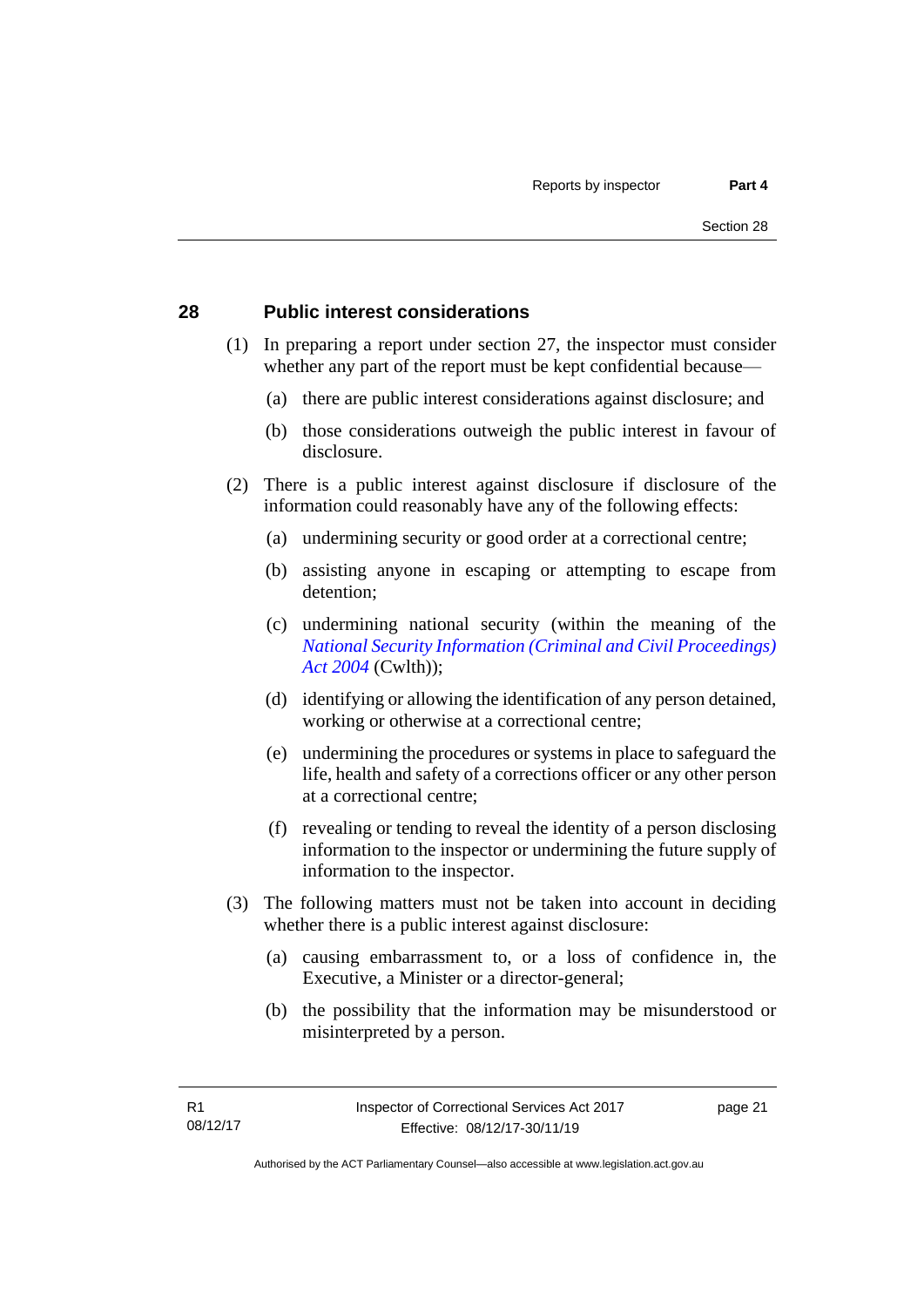## 28 Public interest considerations

(1) In preparing a report under section 27, the inspector must consider whether any part of the report must be kept confidential because—

(a) there are public interest considerations against disclosure; and

(b) those considerations outweigh the public interest in favour of disclosure.

(2) There is a public interest against disclosure if disclosure of the information could reasonably have any of the following effects:

(a) undermining security or good order at a correctional centre;

(b) assisting anyone in escaping or attempting to escape from detention;

(c) undermining national security (within the meaning of the *National Security Information (Criminal and Civil Proceedings) Act 2004* (Cwlth));

(d) identifying or allowing the identification of any person detained, working or otherwise at a correctional centre;

(e) undermining the procedures or systems in place to safeguard the life, health and safety of a corrections officer or any other person at a correctional centre;

(f) revealing or tending to reveal the identity of a person disclosing information to the inspector or undermining the future supply of information to the inspector.

(3) The following matters must not be taken into account in deciding whether there is a public interest against disclosure:

(a) causing embarrassment to, or a loss of confidence in, the Executive, a Minister or a director-general;

(b) the possibility that the information may be misunderstood or misinterpreted by a person.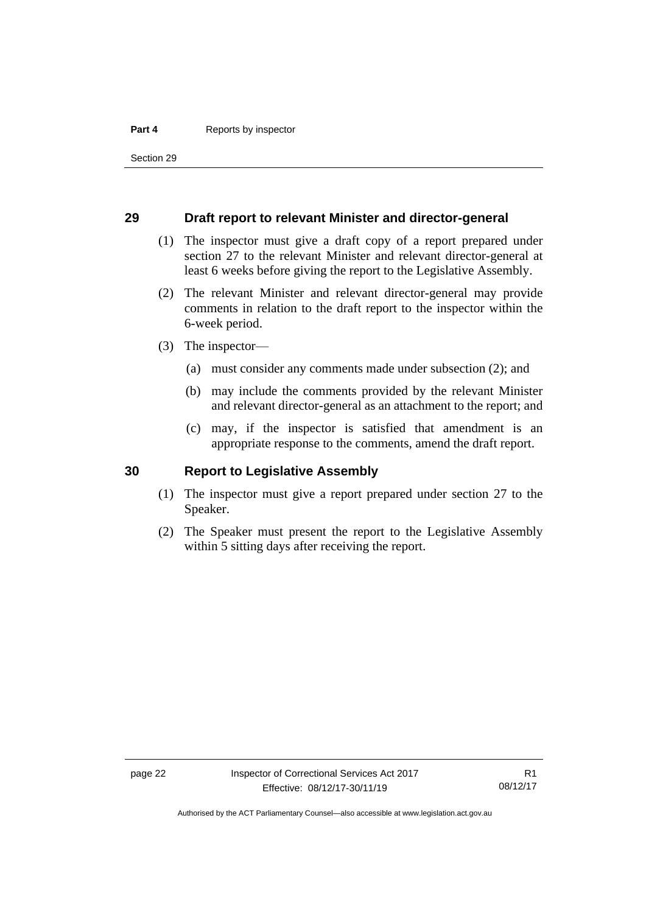## 29 Draft report to relevant Minister and director-general

(1) The inspector must give a draft copy of a report prepared under section 27 to the relevant Minister and relevant director-general at least 6 weeks before giving the report to the Legislative Assembly.

(2) The relevant Minister and relevant director-general may provide comments in relation to the draft report to the inspector within the 6-week period.

(3) The inspector—

(a) must consider any comments made under subsection (2); and

(b) may include the comments provided by the relevant Minister and relevant director-general as an attachment to the report; and

(c) may, if the inspector is satisfied that amendment is an appropriate response to the comments, amend the draft report.

## 30 Report to Legislative Assembly

(1) The inspector must give a report prepared under section 27 to the Speaker.

(2) The Speaker must present the report to the Legislative Assembly within 5 sitting days after receiving the report.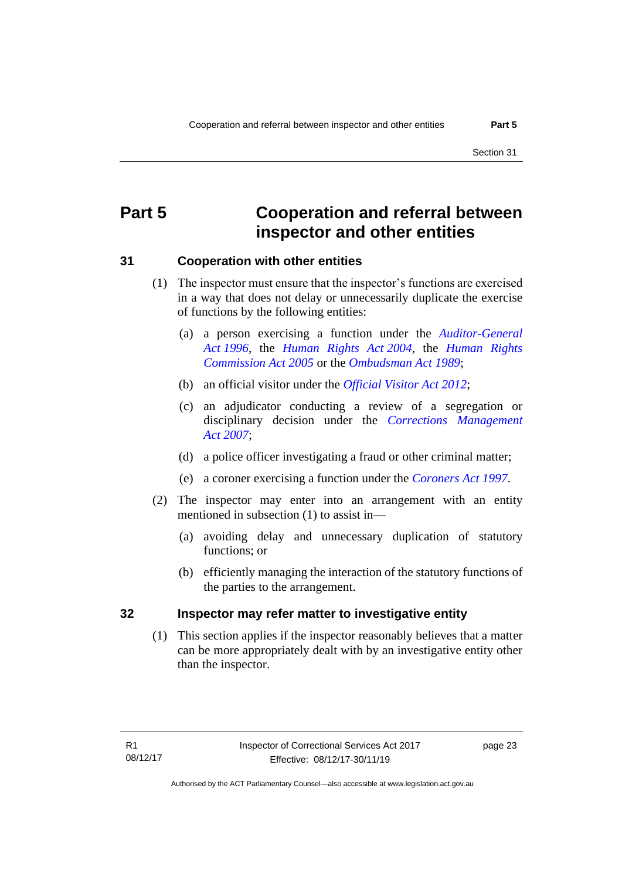# Part 5 Cooperation and referral between inspector and other entities

## 31 Cooperation with other entities

(1) The inspector must ensure that the inspector's functions are exercised in a way that does not delay or unnecessarily duplicate the exercise of functions by the following entities:

(a) a person exercising a function under the *Auditor-General Act 1996*, the *Human Rights Act 2004*, the *Human Rights Commission Act 2005* or the *Ombudsman Act 1989*;

(b) an official visitor under the *Official Visitor Act 2012*;

(c) an adjudicator conducting a review of a segregation or disciplinary decision under the *Corrections Management Act 2007*;

(d) a police officer investigating a fraud or other criminal matter;

(e) a coroner exercising a function under the *Coroners Act 1997*.

(2) The inspector may enter into an arrangement with an entity mentioned in subsection (1) to assist in—

(a) avoiding delay and unnecessary duplication of statutory functions; or

(b) efficiently managing the interaction of the statutory functions of the parties to the arrangement.

## 32 Inspector may refer matter to investigative entity

(1) This section applies if the inspector reasonably believes that a matter can be more appropriately dealt with by an investigative entity other than the inspector.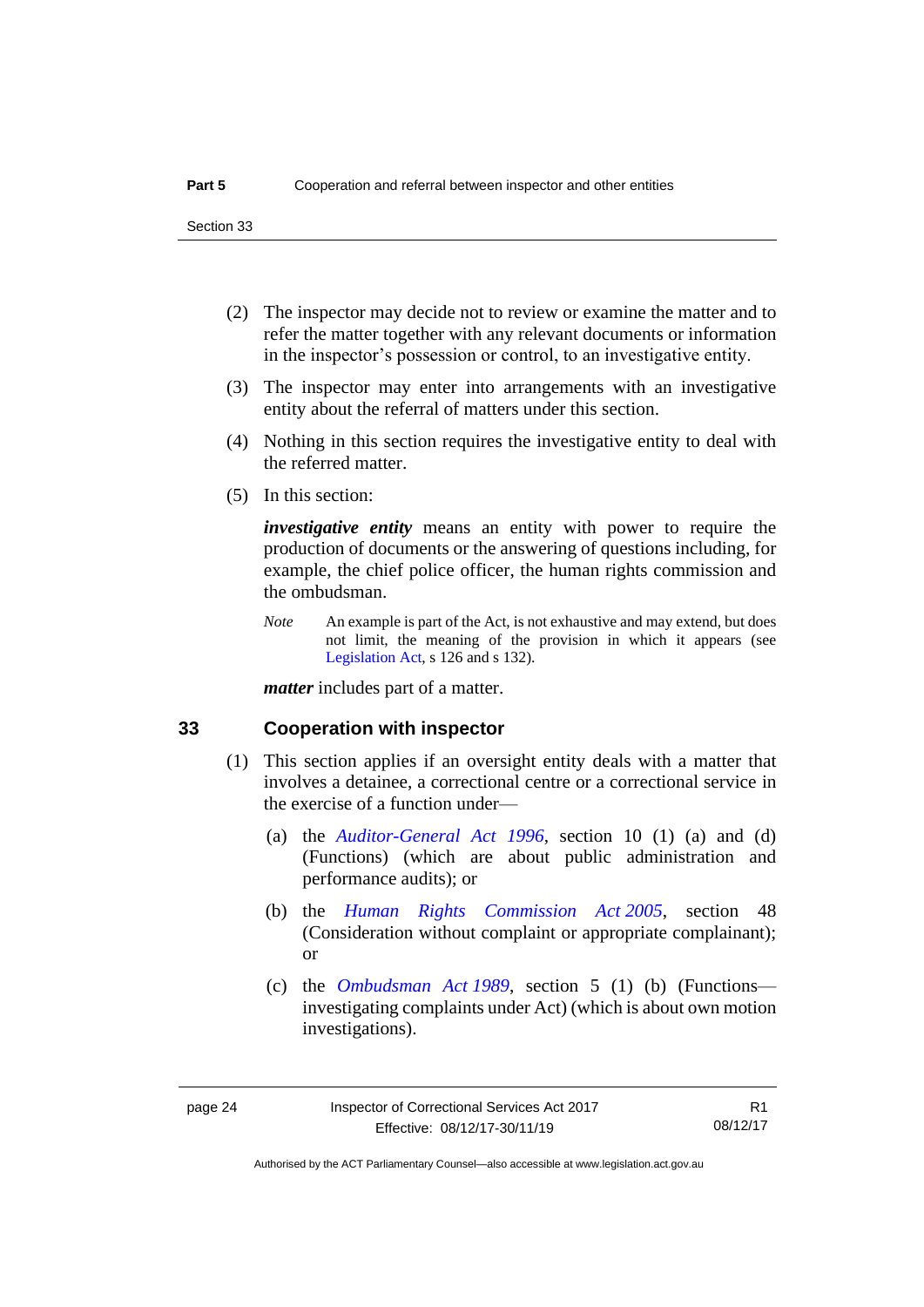(2) The inspector may decide not to review or examine the matter and to refer the matter together with any relevant documents or information in the inspector's possession or control, to an investigative entity.

(3) The inspector may enter into arrangements with an investigative entity about the referral of matters under this section.

(4) Nothing in this section requires the investigative entity to deal with the referred matter.

(5) In this section:

***investigative entity*** means an entity with power to require the production of documents or the answering of questions including, for example, the chief police officer, the human rights commission and the ombudsman.

*Note* An example is part of the Act, is not exhaustive and may extend, but does not limit, the meaning of the provision in which it appears (see Legislation Act, s 126 and s 132).

***matter*** includes part of a matter.

## 33 Cooperation with inspector

(1) This section applies if an oversight entity deals with a matter that involves a detainee, a correctional centre or a correctional service in the exercise of a function under—

(a) the *Auditor-General Act 1996*, section 10 (1) (a) and (d) (Functions) (which are about public administration and performance audits); or

(b) the *Human Rights Commission Act 2005*, section 48 (Consideration without complaint or appropriate complainant); or

(c) the *Ombudsman Act 1989*, section 5 (1) (b) (Functions—investigating complaints under Act) (which is about own motion investigations).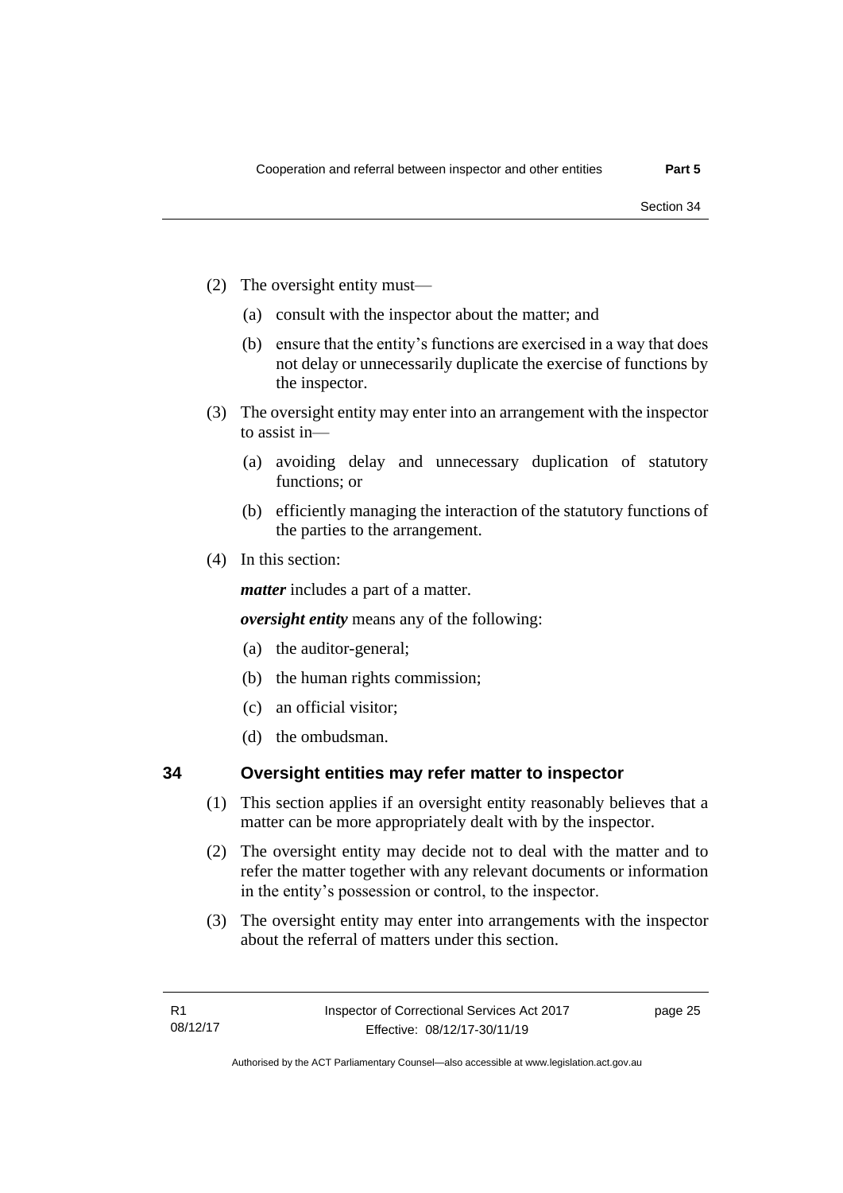(2) The oversight entity must—

(a) consult with the inspector about the matter; and

(b) ensure that the entity's functions are exercised in a way that does not delay or unnecessarily duplicate the exercise of functions by the inspector.

(3) The oversight entity may enter into an arrangement with the inspector to assist in—

(a) avoiding delay and unnecessary duplication of statutory functions; or

(b) efficiently managing the interaction of the statutory functions of the parties to the arrangement.

(4) In this section:

***matter*** includes a part of a matter.

***oversight entity*** means any of the following:

(a) the auditor-general;

(b) the human rights commission;

(c) an official visitor;

(d) the ombudsman.

## 34 Oversight entities may refer matter to inspector

(1) This section applies if an oversight entity reasonably believes that a matter can be more appropriately dealt with by the inspector.

(2) The oversight entity may decide not to deal with the matter and to refer the matter together with any relevant documents or information in the entity's possession or control, to the inspector.

(3) The oversight entity may enter into arrangements with the inspector about the referral of matters under this section.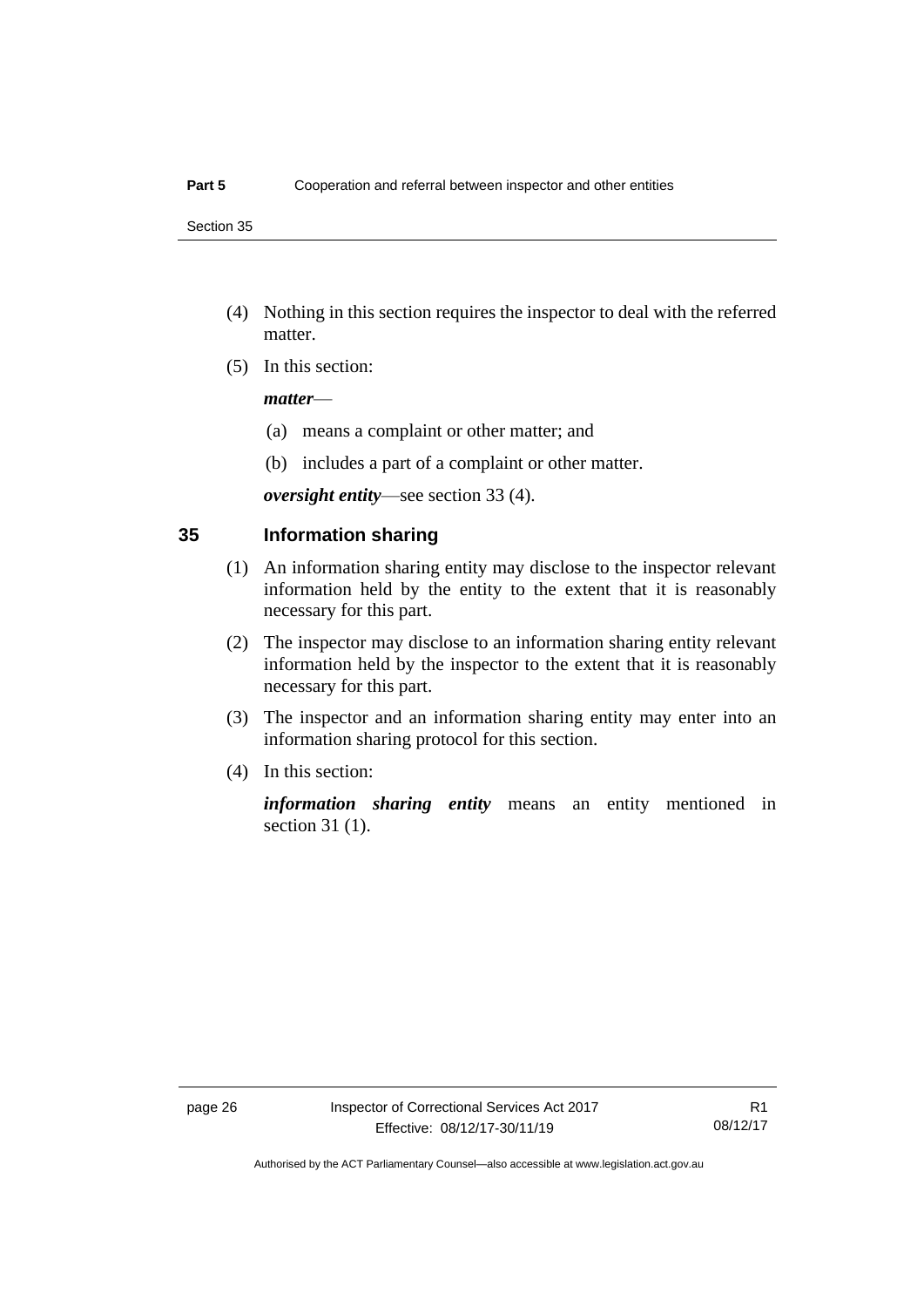(4) Nothing in this section requires the inspector to deal with the referred matter.

(5) In this section:

***matter***—

(a) means a complaint or other matter; and

(b) includes a part of a complaint or other matter.

***oversight entity***—see section 33 (4).

## 35 Information sharing

(1) An information sharing entity may disclose to the inspector relevant information held by the entity to the extent that it is reasonably necessary for this part.

(2) The inspector may disclose to an information sharing entity relevant information held by the inspector to the extent that it is reasonably necessary for this part.

(3) The inspector and an information sharing entity may enter into an information sharing protocol for this section.

(4) In this section:

***information sharing entity*** means an entity mentioned in section 31 (1).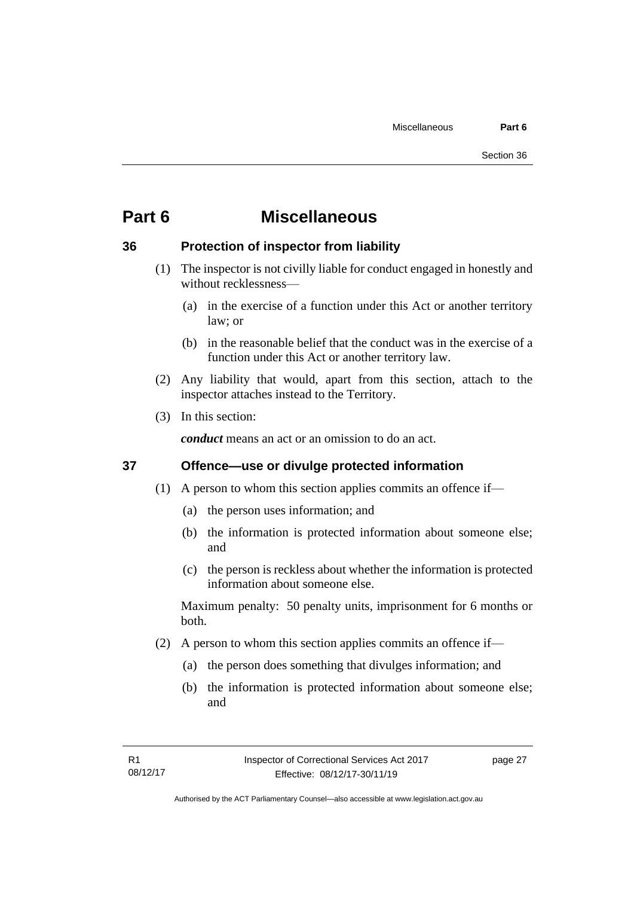# Part 6 Miscellaneous

## 36 Protection of inspector from liability

(1) The inspector is not civilly liable for conduct engaged in honestly and without recklessness—

(a) in the exercise of a function under this Act or another territory law; or

(b) in the reasonable belief that the conduct was in the exercise of a function under this Act or another territory law.

(2) Any liability that would, apart from this section, attach to the inspector attaches instead to the Territory.

(3) In this section:

***conduct*** means an act or an omission to do an act.

## 37 Offence—use or divulge protected information

(1) A person to whom this section applies commits an offence if—

(a) the person uses information; and

(b) the information is protected information about someone else; and

(c) the person is reckless about whether the information is protected information about someone else.

Maximum penalty: 50 penalty units, imprisonment for 6 months or both.

(2) A person to whom this section applies commits an offence if—

(a) the person does something that divulges information; and

(b) the information is protected information about someone else; and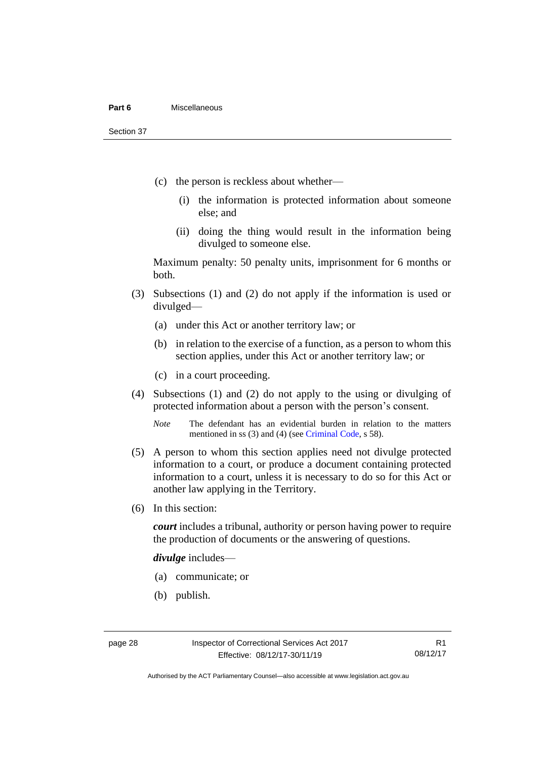(c) the person is reckless about whether—

(i) the information is protected information about someone else; and

(ii) doing the thing would result in the information being divulged to someone else.

Maximum penalty: 50 penalty units, imprisonment for 6 months or both.

(3) Subsections (1) and (2) do not apply if the information is used or divulged—

(a) under this Act or another territory law; or

(b) in relation to the exercise of a function, as a person to whom this section applies, under this Act or another territory law; or

(c) in a court proceeding.

(4) Subsections (1) and (2) do not apply to the using or divulging of protected information about a person with the person's consent.

*Note* The defendant has an evidential burden in relation to the matters mentioned in ss (3) and (4) (see Criminal Code, s 58).

(5) A person to whom this section applies need not divulge protected information to a court, or produce a document containing protected information to a court, unless it is necessary to do so for this Act or another law applying in the Territory.

(6) In this section:

***court*** includes a tribunal, authority or person having power to require the production of documents or the answering of questions.

***divulge*** includes—

(a) communicate; or

(b) publish.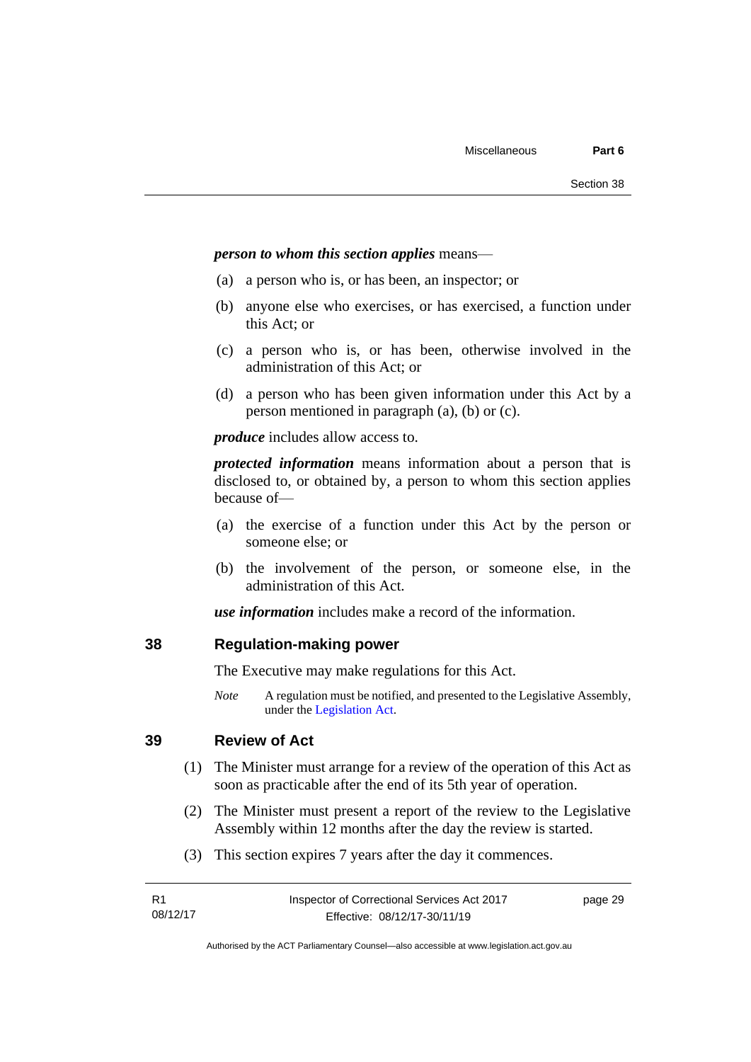***person to whom this section applies*** means—

(a) a person who is, or has been, an inspector; or

(b) anyone else who exercises, or has exercised, a function under this Act; or

(c) a person who is, or has been, otherwise involved in the administration of this Act; or

(d) a person who has been given information under this Act by a person mentioned in paragraph (a), (b) or (c).

***produce*** includes allow access to.

***protected information*** means information about a person that is disclosed to, or obtained by, a person to whom this section applies because of—

(a) the exercise of a function under this Act by the person or someone else; or

(b) the involvement of the person, or someone else, in the administration of this Act.

***use information*** includes make a record of the information.

## 38 Regulation-making power

The Executive may make regulations for this Act.

*Note* A regulation must be notified, and presented to the Legislative Assembly, under the Legislation Act.

## 39 Review of Act

(1) The Minister must arrange for a review of the operation of this Act as soon as practicable after the end of its 5th year of operation.

(2) The Minister must present a report of the review to the Legislative Assembly within 12 months after the day the review is started.

(3) This section expires 7 years after the day it commences.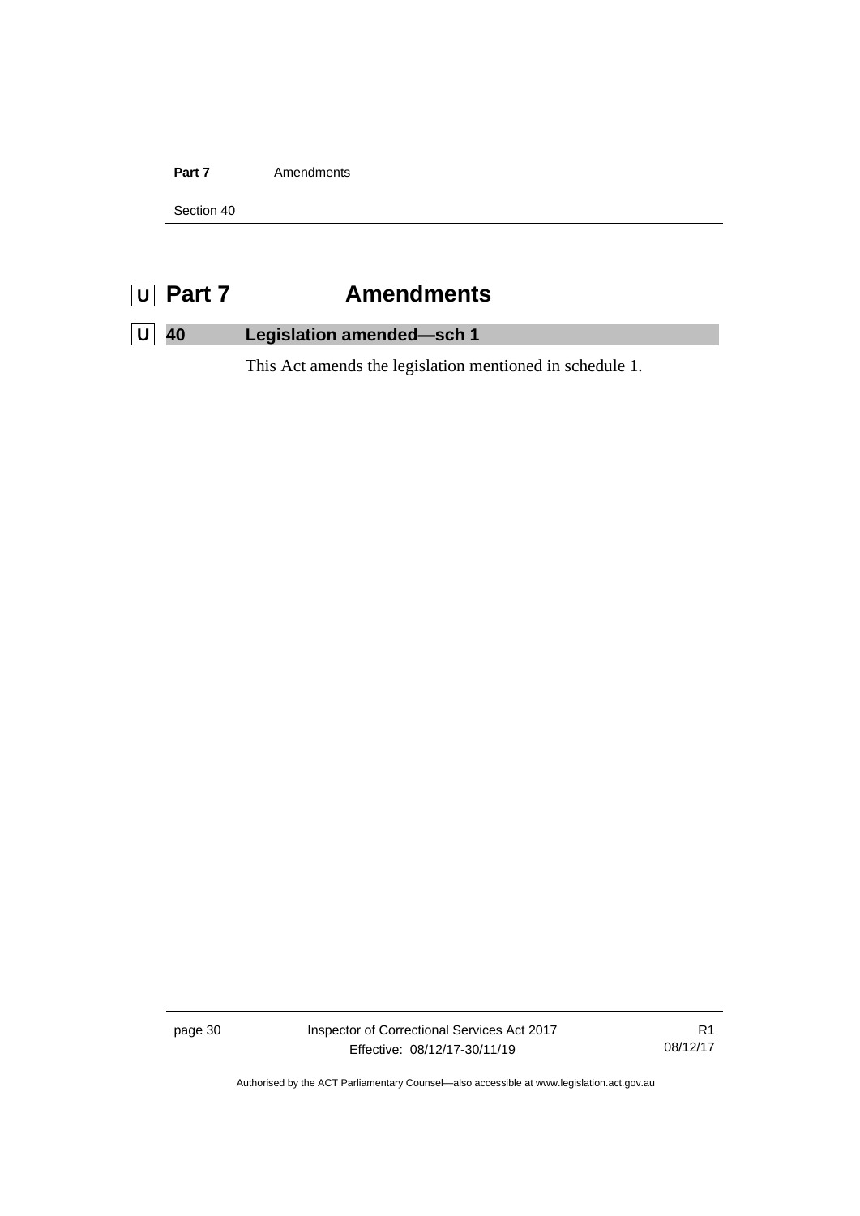# U Part 7 Amendments

## U 40 Legislation amended—sch 1

This Act amends the legislation mentioned in schedule 1.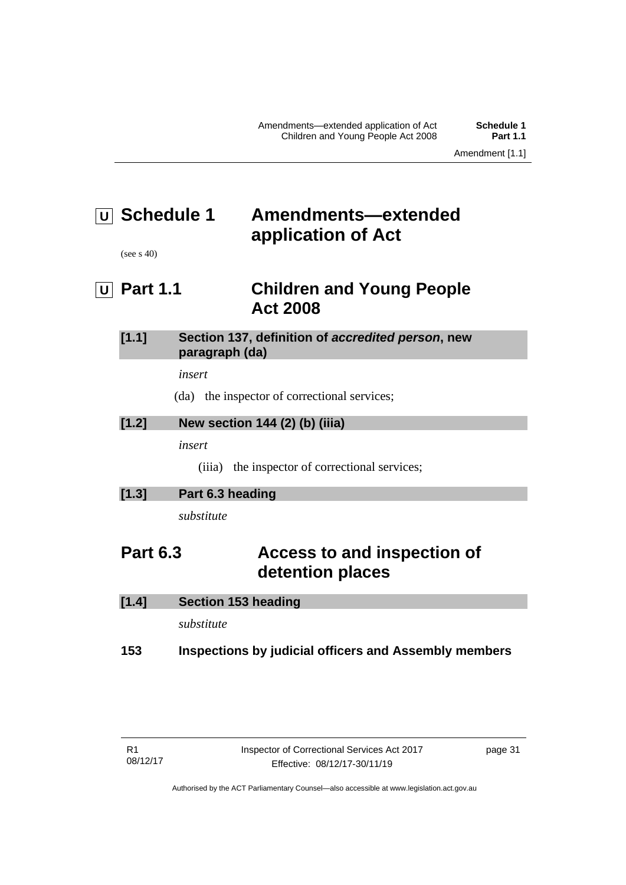# U Schedule 1 Amendments—extended application of Act

(see s 40)

## U Part 1.1 Children and Young People Act 2008

### [1.1] Section 137, definition of *accredited person*, new paragraph (da)

*insert*

(da) the inspector of correctional services;

### [1.2] New section 144 (2) (b) (iiia)

*insert*

(iiia) the inspector of correctional services;

### [1.3] Part 6.3 heading

*substitute*

## Part 6.3 Access to and inspection of detention places

### [1.4] Section 153 heading

*substitute*

**153 Inspections by judicial officers and Assembly members**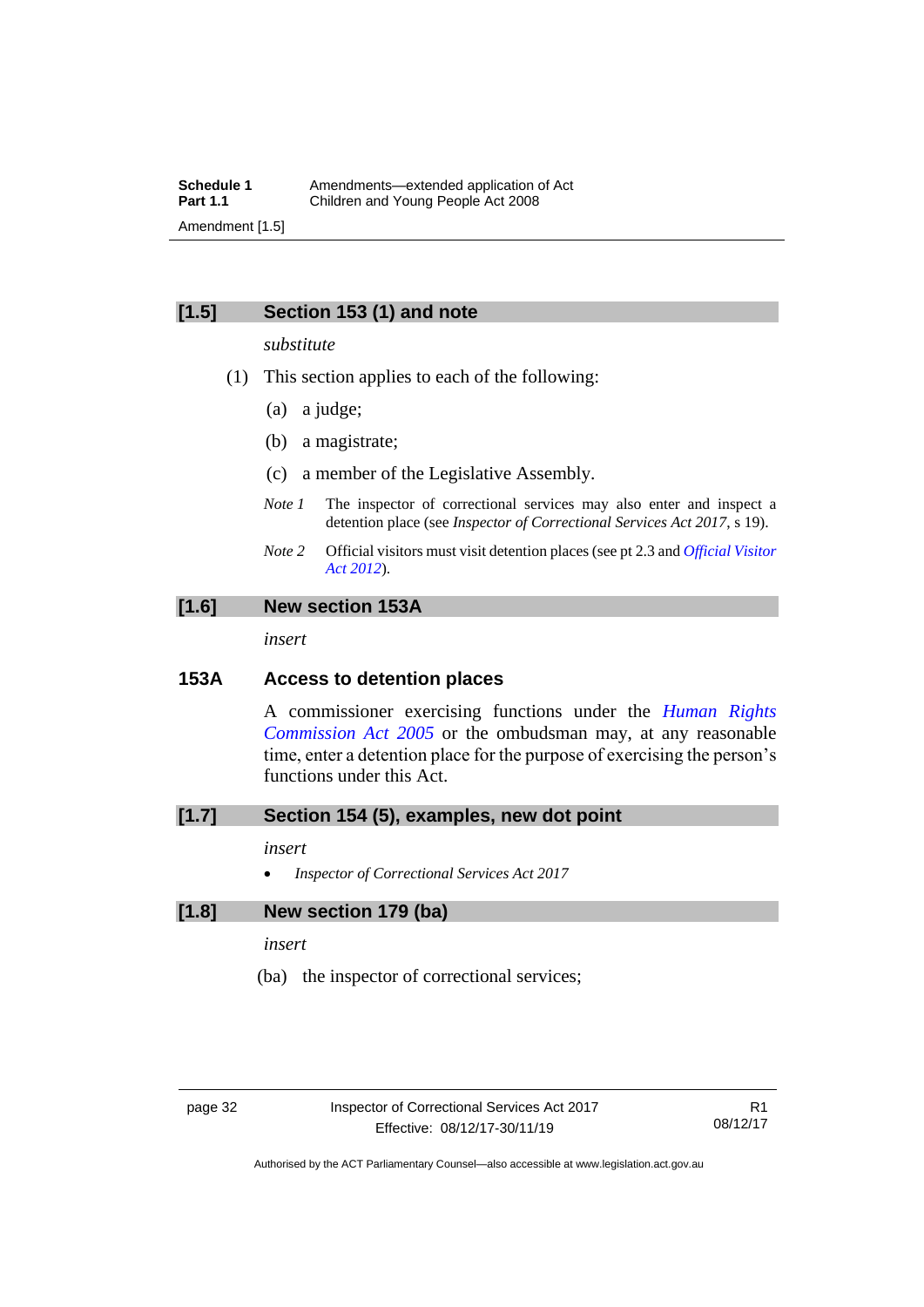### [1.5] Section 153 (1) and note

*substitute*

(1) This section applies to each of the following:

(a) a judge;

(b) a magistrate;

(c) a member of the Legislative Assembly.

*Note 1* The inspector of correctional services may also enter and inspect a detention place (see *Inspector of Correctional Services Act 2017*, s 19).

*Note 2* Official visitors must visit detention places (see pt 2.3 and *Official Visitor Act 2012*).

### [1.6] New section 153A

*insert*

### 153A Access to detention places

A commissioner exercising functions under the *Human Rights Commission Act 2005* or the ombudsman may, at any reasonable time, enter a detention place for the purpose of exercising the person's functions under this Act.

### [1.7] Section 154 (5), examples, new dot point

*insert*

- *Inspector of Correctional Services Act 2017*

### [1.8] New section 179 (ba)

*insert*

(ba) the inspector of correctional services;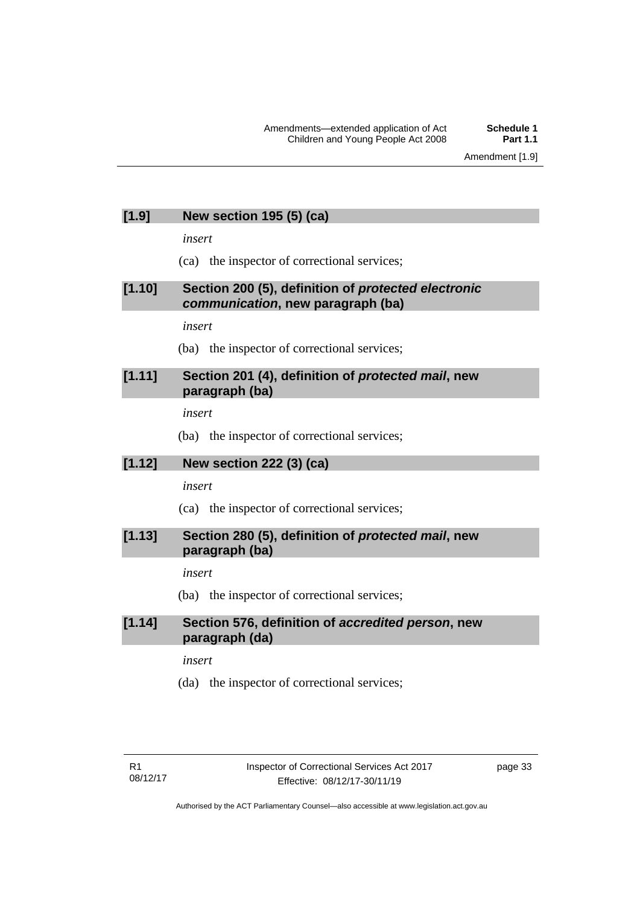### [1.9] New section 195 (5) (ca)

*insert*

(ca) the inspector of correctional services;

### [1.10] Section 200 (5), definition of *protected electronic communication*, new paragraph (ba)

*insert*

(ba) the inspector of correctional services;

### [1.11] Section 201 (4), definition of *protected mail*, new paragraph (ba)

*insert*

(ba) the inspector of correctional services;

### [1.12] New section 222 (3) (ca)

*insert*

(ca) the inspector of correctional services;

### [1.13] Section 280 (5), definition of *protected mail*, new paragraph (ba)

*insert*

(ba) the inspector of correctional services;

### [1.14] Section 576, definition of *accredited person*, new paragraph (da)

*insert*

(da) the inspector of correctional services;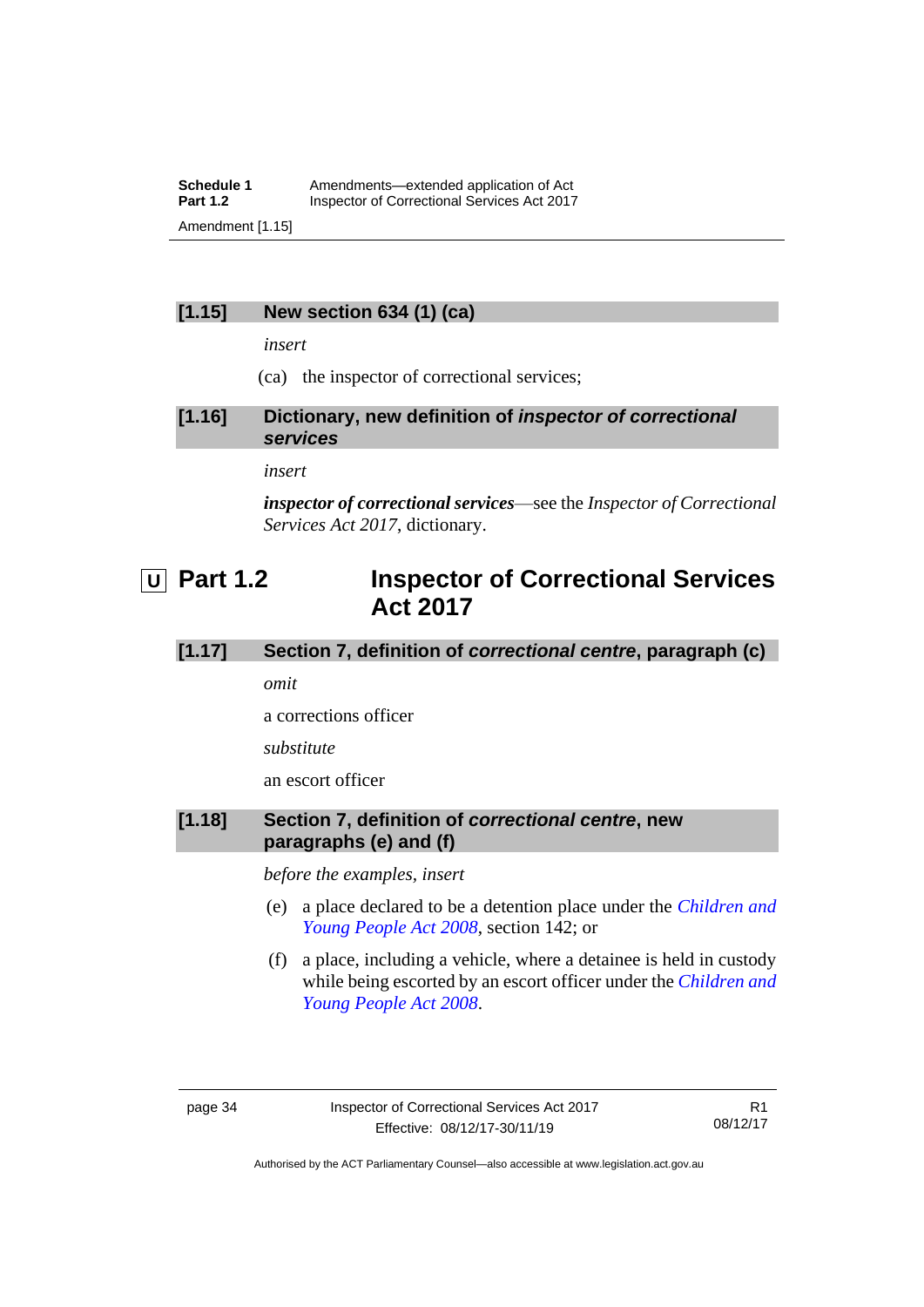### [1.15] New section 634 (1) (ca)

*insert*

(ca) the inspector of correctional services;

### [1.16] Dictionary, new definition of *inspector of correctional services*

*insert*

***inspector of correctional services***—see the *Inspector of Correctional Services Act 2017*, dictionary.

## Part 1.2 Inspector of Correctional Services Act 2017

### [1.17] Section 7, definition of *correctional centre*, paragraph (c)

*omit*

a corrections officer

*substitute*

an escort officer

### [1.18] Section 7, definition of *correctional centre*, new paragraphs (e) and (f)

*before the examples, insert*

(e) a place declared to be a detention place under the *Children and Young People Act 2008*, section 142; or

(f) a place, including a vehicle, where a detainee is held in custody while being escorted by an escort officer under the *Children and Young People Act 2008*.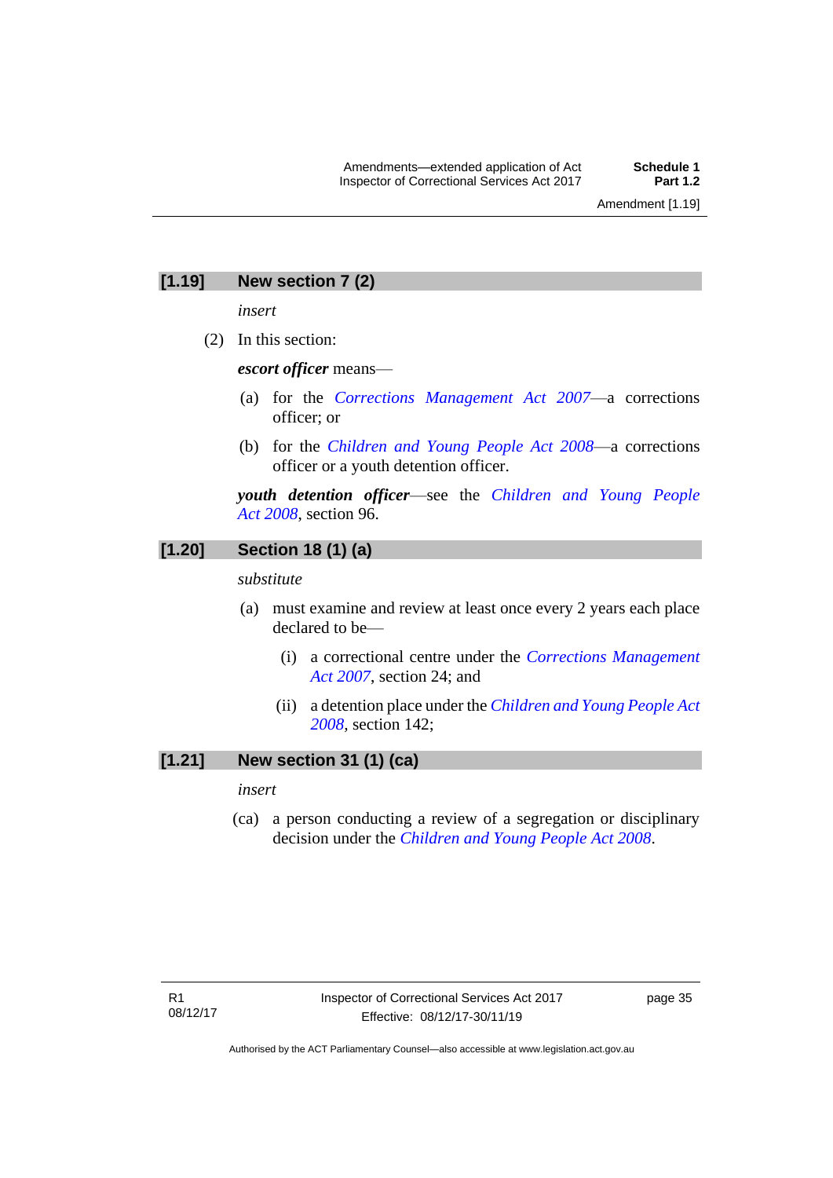## [1.19] New section 7 (2)

*insert*

(2) In this section:

***escort officer*** means—

(a) for the *Corrections Management Act 2007*—a corrections officer; or

(b) for the *Children and Young People Act 2008*—a corrections officer or a youth detention officer.

***youth detention officer***—see the *Children and Young People Act 2008*, section 96.

## [1.20] Section 18 (1) (a)

*substitute*

(a) must examine and review at least once every 2 years each place declared to be—

(i) a correctional centre under the *Corrections Management Act 2007*, section 24; and

(ii) a detention place under the *Children and Young People Act 2008*, section 142;

## [1.21] New section 31 (1) (ca)

*insert*

(ca) a person conducting a review of a segregation or disciplinary decision under the *Children and Young People Act 2008*.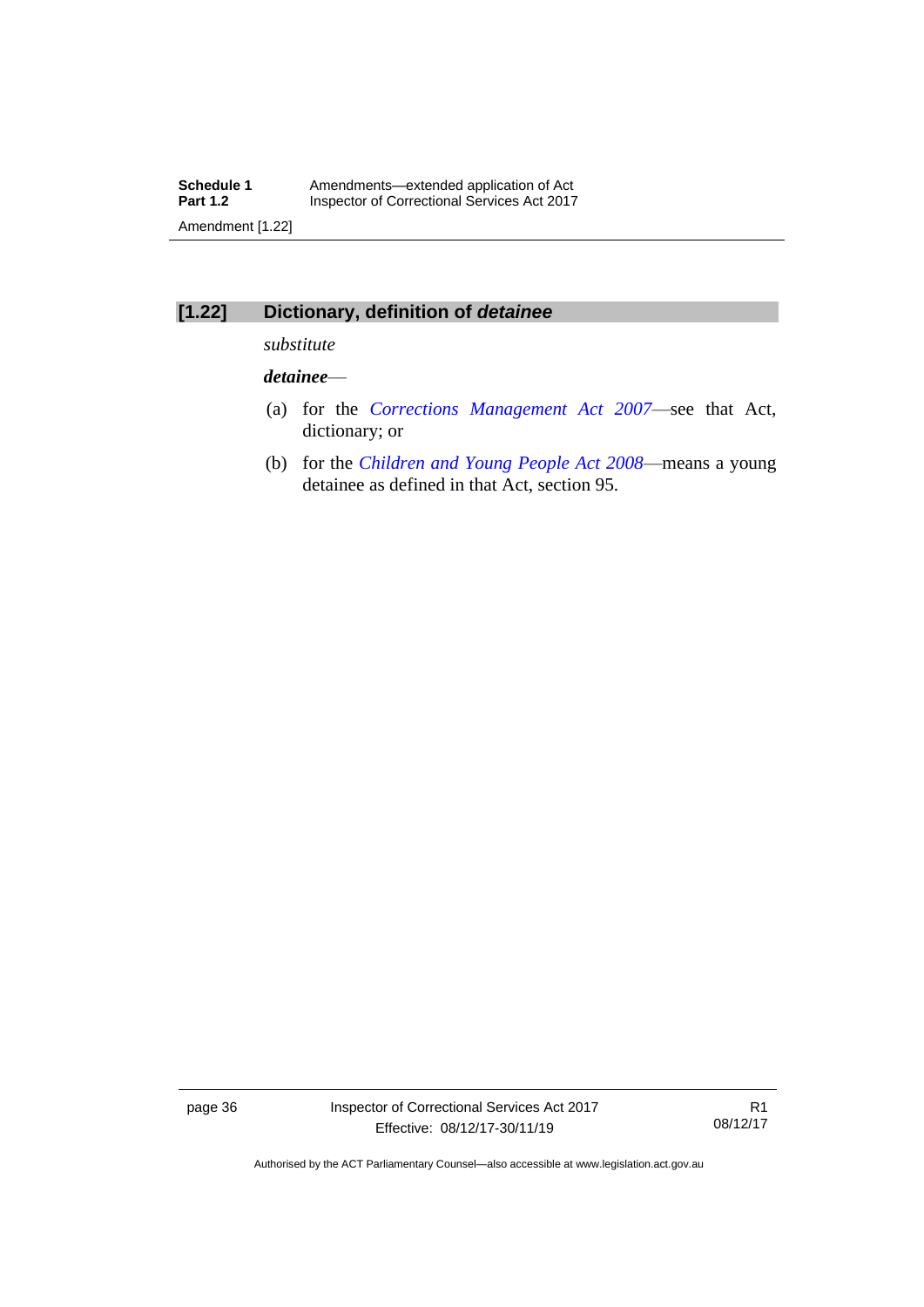### [1.22] Dictionary, definition of ***detainee***

*substitute*

***detainee***—

(a) for the *Corrections Management Act 2007*—see that Act, dictionary; or

(b) for the *Children and Young People Act 2008*—means a young detainee as defined in that Act, section 95.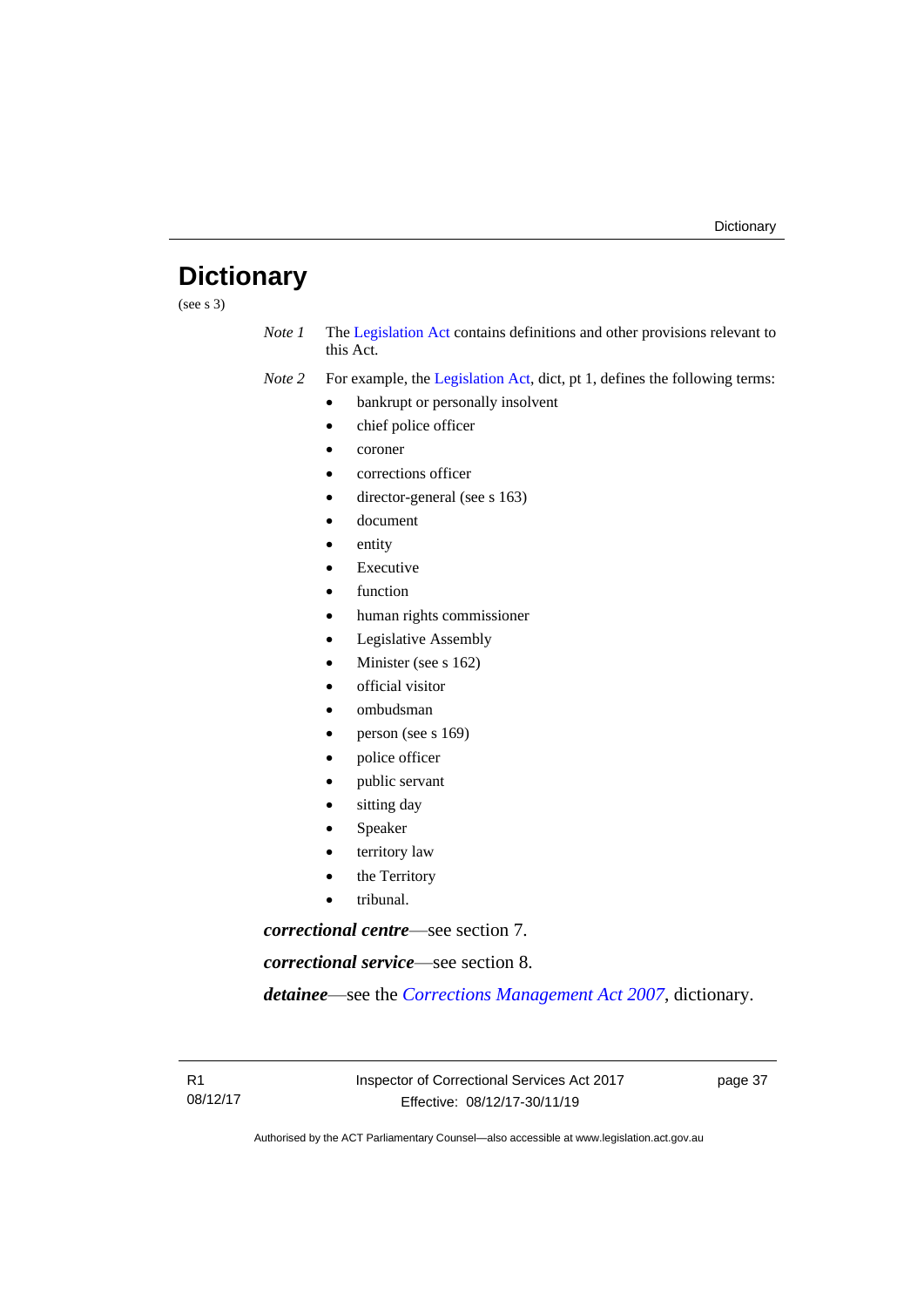# Dictionary

(see s 3)

*Note 1* The Legislation Act contains definitions and other provisions relevant to this Act.

*Note 2* For example, the Legislation Act, dict, pt 1, defines the following terms:

- bankrupt or personally insolvent
- chief police officer
- coroner
- corrections officer
- director-general (see s 163)
- document
- entity
- Executive
- function
- human rights commissioner
- Legislative Assembly
- Minister (see s 162)
- official visitor
- ombudsman
- person (see s 169)
- police officer
- public servant
- sitting day
- Speaker
- territory law
- the Territory
- tribunal.

***correctional centre***—see section 7.

***correctional service***—see section 8.

***detainee***—see the *Corrections Management Act 2007*, dictionary.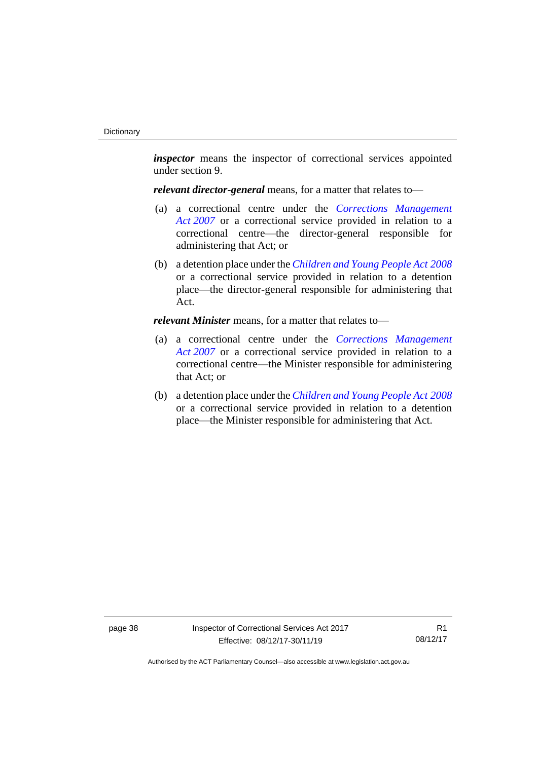***inspector*** means the inspector of correctional services appointed under section 9.

***relevant director-general*** means, for a matter that relates to—

(a) a correctional centre under the *Corrections Management Act 2007* or a correctional service provided in relation to a correctional centre—the director-general responsible for administering that Act; or

(b) a detention place under the *Children and Young People Act 2008* or a correctional service provided in relation to a detention place—the director-general responsible for administering that Act.

***relevant Minister*** means, for a matter that relates to—

(a) a correctional centre under the *Corrections Management Act 2007* or a correctional service provided in relation to a correctional centre—the Minister responsible for administering that Act; or

(b) a detention place under the *Children and Young People Act 2008* or a correctional service provided in relation to a detention place—the Minister responsible for administering that Act.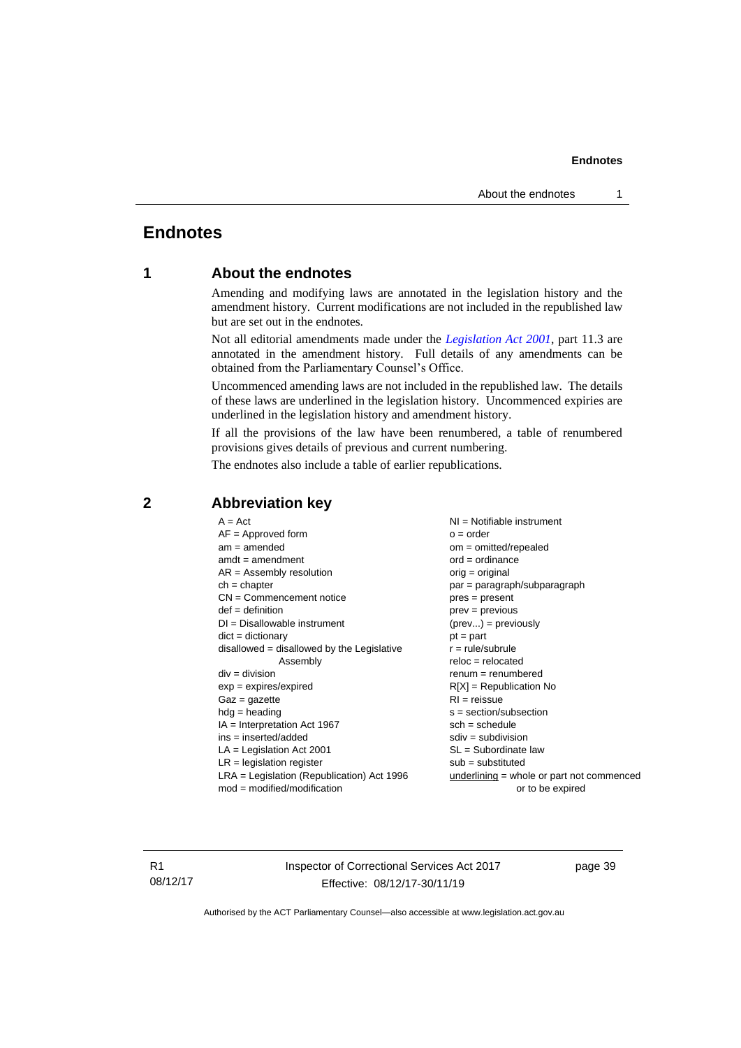# Endnotes

## 1 About the endnotes

Amending and modifying laws are annotated in the legislation history and the amendment history. Current modifications are not included in the republished law but are set out in the endnotes.

Not all editorial amendments made under the *Legislation Act 2001*, part 11.3 are annotated in the amendment history. Full details of any amendments can be obtained from the Parliamentary Counsel's Office.

Uncommenced amending laws are not included in the republished law. The details of these laws are underlined in the legislation history. Uncommenced expiries are underlined in the legislation history and amendment history.

If all the provisions of the law have been renumbered, a table of renumbered provisions gives details of previous and current numbering.

The endnotes also include a table of earlier republications.

## 2 Abbreviation key

A = Act
AF = Approved form
am = amended
amdt = amendment
AR = Assembly resolution
ch = chapter
CN = Commencement notice
def = definition
DI = Disallowable instrument
dict = dictionary
disallowed = disallowed by the Legislative Assembly
div = division
exp = expires/expired
Gaz = gazette
hdg = heading
IA = Interpretation Act 1967
ins = inserted/added
LA = Legislation Act 2001
LR = legislation register
LRA = Legislation (Republication) Act 1996
mod = modified/modification
NI = Notifiable instrument
o = order
om = omitted/repealed
ord = ordinance
orig = original
par = paragraph/subparagraph
pres = present
prev = previous
(prev...) = previously
pt = part
r = rule/subrule
reloc = relocated
renum = renumbered
R[X] = Republication No
RI = reissue
s = section/subsection
sch = schedule
sdiv = subdivision
SL = Subordinate law
sub = substituted
underlining = whole or part not commenced or to be expired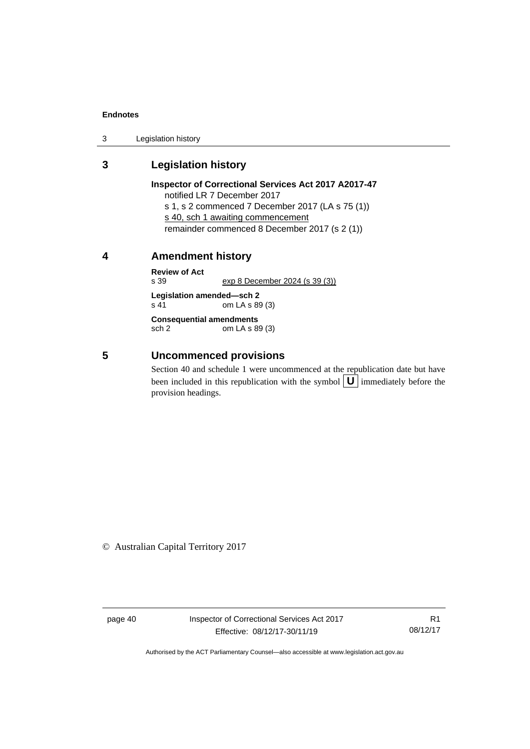## 3 Legislation history

**Inspector of Correctional Services Act 2017 A2017-47**
notified LR 7 December 2017
s 1, s 2 commenced 7 December 2017 (LA s 75 (1))
s 40, sch 1 awaiting commencement
remainder commenced 8 December 2017 (s 2 (1))

## 4 Amendment history

**Review of Act**
s 39 exp 8 December 2024 (s 39 (3))

**Legislation amended—sch 2**
s 41 om LA s 89 (3)

**Consequential amendments**
sch 2 om LA s 89 (3)

## 5 Uncommenced provisions

Section 40 and schedule 1 were uncommenced at the republication date but have been included in this republication with the symbol **U** immediately before the provision headings.

© Australian Capital Territory 2017